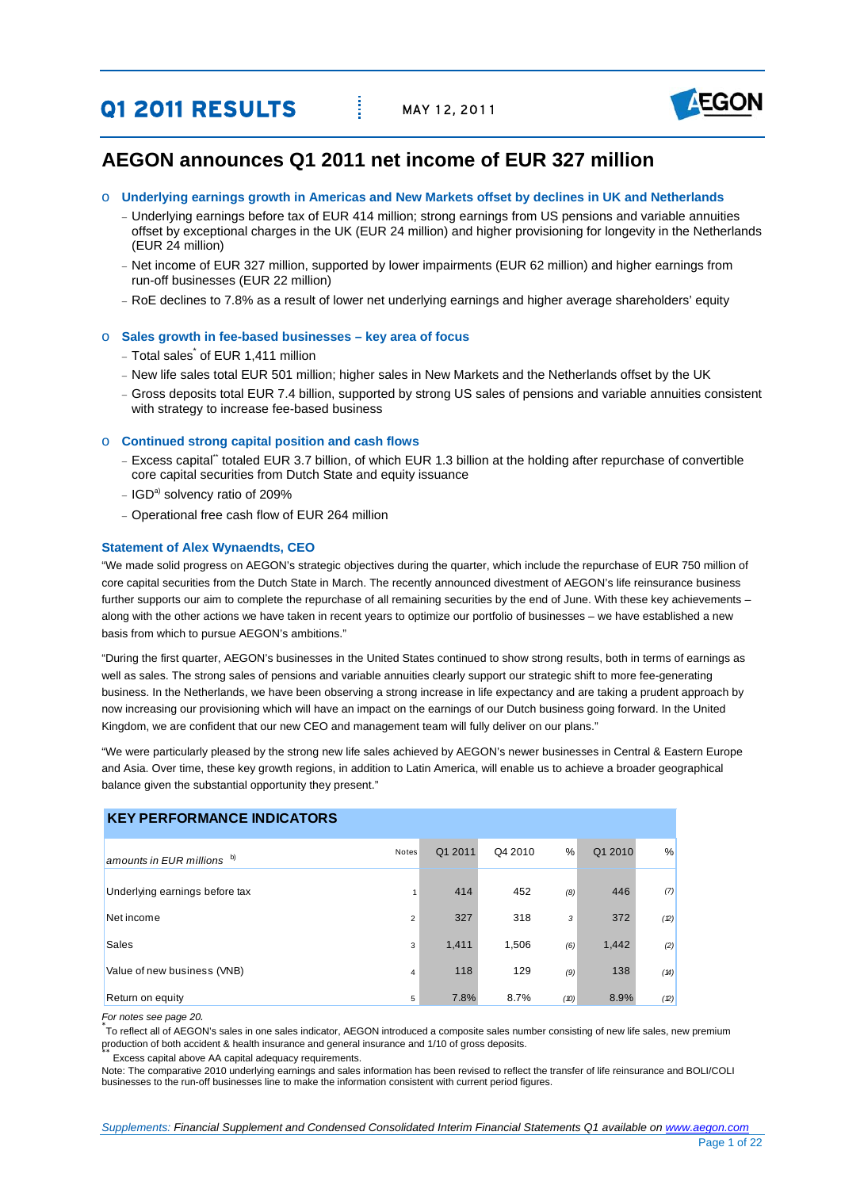# Q1 2011 RESULTS

MAY 12, 2011

## AEGON announces Q1 2011 net income of EUR 327 million

- **Underlying earnings growth in Americas and New Markets offset by declines in UK and Netherlands**
  - Underlying earnings before tax of EUR 414 million; strong earnings from US pensions and variable annuities offset by exceptional charges in the UK (EUR 24 million) and higher provisioning for longevity in the Netherlands (EUR 24 million)
  - Net income of EUR 327 million, supported by lower impairments (EUR 62 million) and higher earnings from run-off businesses (EUR 22 million)
  - RoE declines to 7.8% as a result of lower net underlying earnings and higher average shareholders' equity

- **Sales growth in fee-based businesses – key area of focus**
  - Total sales* of EUR 1,411 million
  - New life sales total EUR 501 million; higher sales in New Markets and the Netherlands offset by the UK
  - Gross deposits total EUR 7.4 billion, supported by strong US sales of pensions and variable annuities consistent with strategy to increase fee-based business

- **Continued strong capital position and cash flows**
  - Excess capital** totaled EUR 3.7 billion, of which EUR 1.3 billion at the holding after repurchase of convertible core capital securities from Dutch State and equity issuance
  - IGD[a)] solvency ratio of 209%
  - Operational free cash flow of EUR 264 million

### Statement of Alex Wynaendts, CEO

"We made solid progress on AEGON's strategic objectives during the quarter, which include the repurchase of EUR 750 million of core capital securities from the Dutch State in March. The recently announced divestment of AEGON's life reinsurance business further supports our aim to complete the repurchase of all remaining securities by the end of June. With these key achievements – along with the other actions we have taken in recent years to optimize our portfolio of businesses – we have established a new basis from which to pursue AEGON's ambitions."

"During the first quarter, AEGON's businesses in the United States continued to show strong results, both in terms of earnings as well as sales. The strong sales of pensions and variable annuities clearly support our strategic shift to more fee-generating business. In the Netherlands, we have been observing a strong increase in life expectancy and are taking a prudent approach by now increasing our provisioning which will have an impact on the earnings of our Dutch business going forward. In the United Kingdom, we are confident that our new CEO and management team will fully deliver on our plans."

"We were particularly pleased by the strong new life sales achieved by AEGON's newer businesses in Central & Eastern Europe and Asia. Over time, these key growth regions, in addition to Latin America, will enable us to achieve a broader geographical balance given the substantial opportunity they present."

### KEY PERFORMANCE INDICATORS

| *amounts in EUR millions* [b)] | Notes | Q1 2011 | Q4 2010 | % | Q1 2010 | % |
|---|---|---|---|---|---|---|
| Underlying earnings before tax | 1 | 414 | 452 | *(8)* | 446 | *(7)* |
| Net income | 2 | 327 | 318 | *3* | 372 | *(12)* |
| Sales | 3 | 1,411 | 1,506 | *(6)* | 1,442 | *(2)* |
| Value of new business (VNB) | 4 | 118 | 129 | *(9)* | 138 | *(14)* |
| Return on equity | 5 | 7.8% | 8.7% | *(10)* | 8.9% | *(12)* |

*For notes see page 20.*

\* To reflect all of AEGON's sales in one sales indicator, AEGON introduced a composite sales number consisting of new life sales, new premium production of both accident & health insurance and general insurance and 1/10 of gross deposits.

\*\* Excess capital above AA capital adequacy requirements.

Note: The comparative 2010 underlying earnings and sales information has been revised to reflect the transfer of life reinsurance and BOLI/COLI businesses to the run-off businesses line to make the information consistent with current period figures.

*Supplements: Financial Supplement and Condensed Consolidated Interim Financial Statements Q1 available on www.aegon.com*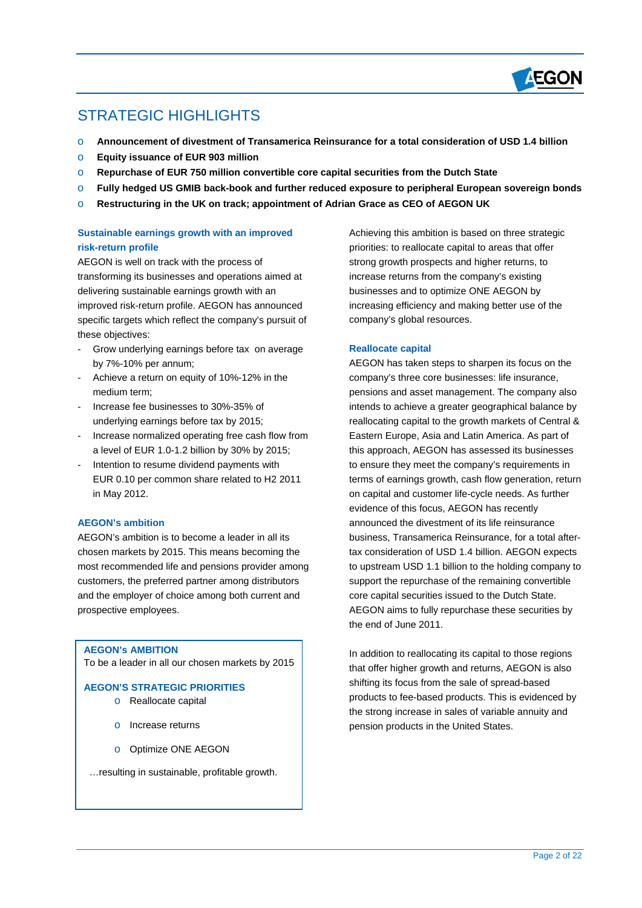# STRATEGIC HIGHLIGHTS

- **Announcement of divestment of Transamerica Reinsurance for a total consideration of USD 1.4 billion**
- **Equity issuance of EUR 903 million**
- **Repurchase of EUR 750 million convertible core capital securities from the Dutch State**
- **Fully hedged US GMIB back-book and further reduced exposure to peripheral European sovereign bonds**
- **Restructuring in the UK on track; appointment of Adrian Grace as CEO of AEGON UK**

### Sustainable earnings growth with an improved risk-return profile

AEGON is well on track with the process of transforming its businesses and operations aimed at delivering sustainable earnings growth with an improved risk-return profile. AEGON has announced specific targets which reflect the company's pursuit of these objectives:

- Grow underlying earnings before tax on average by 7%-10% per annum;
- Achieve a return on equity of 10%-12% in the medium term;
- Increase fee businesses to 30%-35% of underlying earnings before tax by 2015;
- Increase normalized operating free cash flow from a level of EUR 1.0-1.2 billion by 30% by 2015;
- Intention to resume dividend payments with EUR 0.10 per common share related to H2 2011 in May 2012.

### AEGON's ambition

AEGON's ambition is to become a leader in all its chosen markets by 2015. This means becoming the most recommended life and pensions provider among customers, the preferred partner among distributors and the employer of choice among both current and prospective employees.

> **AEGON's AMBITION**
> To be a leader in all our chosen markets by 2015
>
> **AEGON'S STRATEGIC PRIORITIES**
> - Reallocate capital
> - Increase returns
> - Optimize ONE AEGON
>
> …resulting in sustainable, profitable growth.

Achieving this ambition is based on three strategic priorities: to reallocate capital to areas that offer strong growth prospects and higher returns, to increase returns from the company's existing businesses and to optimize ONE AEGON by increasing efficiency and making better use of the company's global resources.

### Reallocate capital

AEGON has taken steps to sharpen its focus on the company's three core businesses: life insurance, pensions and asset management. The company also intends to achieve a greater geographical balance by reallocating capital to the growth markets of Central & Eastern Europe, Asia and Latin America. As part of this approach, AEGON has assessed its businesses to ensure they meet the company's requirements in terms of earnings growth, cash flow generation, return on capital and customer life-cycle needs. As further evidence of this focus, AEGON has recently announced the divestment of its life reinsurance business, Transamerica Reinsurance, for a total after-tax consideration of USD 1.4 billion. AEGON expects to upstream USD 1.1 billion to the holding company to support the repurchase of the remaining convertible core capital securities issued to the Dutch State. AEGON aims to fully repurchase these securities by the end of June 2011.

In addition to reallocating its capital to those regions that offer higher growth and returns, AEGON is also shifting its focus from the sale of spread-based products to fee-based products. This is evidenced by the strong increase in sales of variable annuity and pension products in the United States.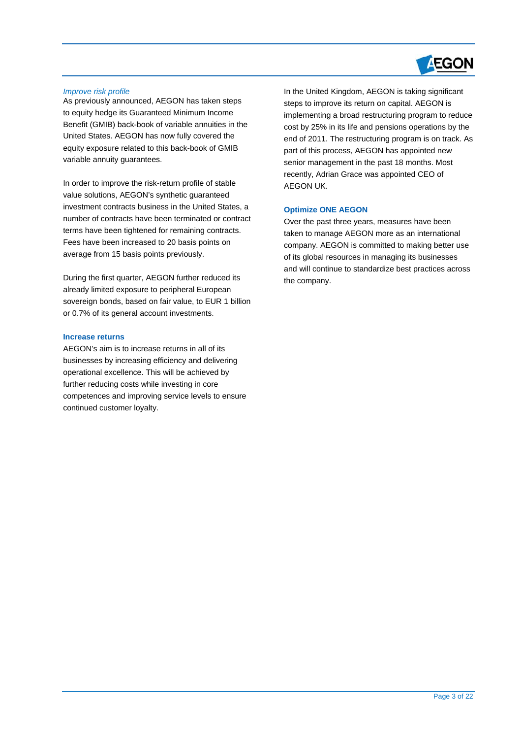*Improve risk profile*

As previously announced, AEGON has taken steps to equity hedge its Guaranteed Minimum Income Benefit (GMIB) back-book of variable annuities in the United States. AEGON has now fully covered the equity exposure related to this back-book of GMIB variable annuity guarantees.

In order to improve the risk-return profile of stable value solutions, AEGON's synthetic guaranteed investment contracts business in the United States, a number of contracts have been terminated or contract terms have been tightened for remaining contracts. Fees have been increased to 20 basis points on average from 15 basis points previously.

During the first quarter, AEGON further reduced its already limited exposure to peripheral European sovereign bonds, based on fair value, to EUR 1 billion or 0.7% of its general account investments.

**Increase returns**

AEGON's aim is to increase returns in all of its businesses by increasing efficiency and delivering operational excellence. This will be achieved by further reducing costs while investing in core competences and improving service levels to ensure continued customer loyalty.

In the United Kingdom, AEGON is taking significant steps to improve its return on capital. AEGON is implementing a broad restructuring program to reduce cost by 25% in its life and pensions operations by the end of 2011. The restructuring program is on track. As part of this process, AEGON has appointed new senior management in the past 18 months. Most recently, Adrian Grace was appointed CEO of AEGON UK.

**Optimize ONE AEGON**

Over the past three years, measures have been taken to manage AEGON more as an international company. AEGON is committed to making better use of its global resources in managing its businesses and will continue to standardize best practices across the company.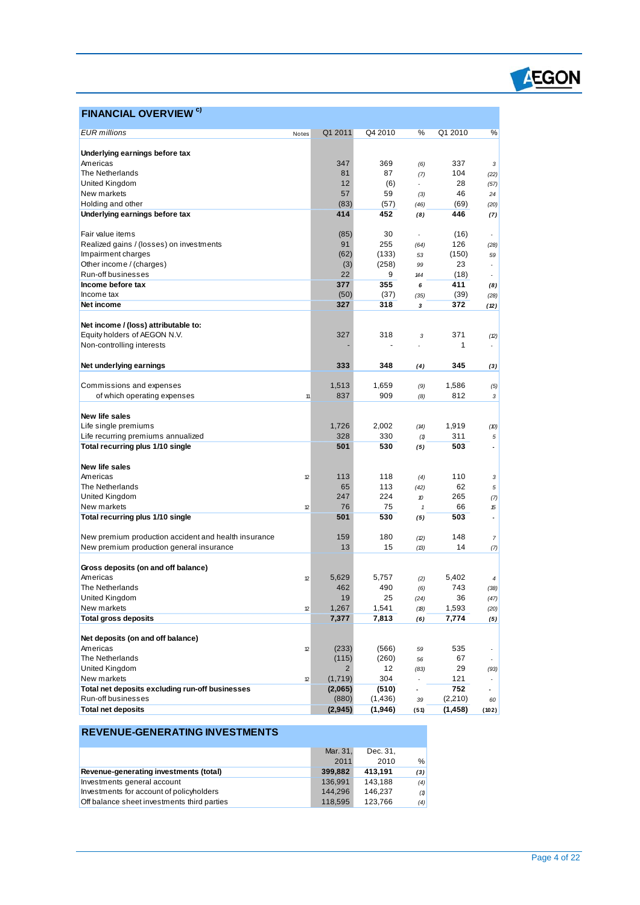## FINANCIAL OVERVIEW [c)]

| *EUR millions* | Notes | Q1 2011 | Q4 2010 | % | Q1 2010 | % |
|---|---|---|---|---|---|---|
| **Underlying earnings before tax** | | | | | | |
| Americas | | 347 | 369 | (6) | 337 | 3 |
| The Netherlands | | 81 | 87 | (7) | 104 | (22) |
| United Kingdom | | 12 | (6) | - | 28 | (57) |
| New markets | | 57 | 59 | (3) | 46 | 24 |
| Holding and other | | (83) | (57) | (46) | (69) | (20) |
| **Underlying earnings before tax** | | **414** | **452** | **(8)** | **446** | **(7)** |
| | | | | | | |
| Fair value items | | (85) | 30 | - | (16) | - |
| Realized gains / (losses) on investments | | 91 | 255 | (64) | 126 | (28) |
| Impairment charges | | (62) | (133) | 53 | (150) | 59 |
| Other income / (charges) | | (3) | (258) | 99 | 23 | - |
| Run-off businesses | | 22 | 9 | 144 | (18) | - |
| **Income before tax** | | **377** | **355** | **6** | **411** | **(8)** |
| Income tax | | (50) | (37) | (35) | (39) | (28) |
| **Net income** | | **327** | **318** | **3** | **372** | **(12)** |
| | | | | | | |
| **Net income / (loss) attributable to:** | | | | | | |
| Equity holders of AEGON N.V. | | 327 | 318 | 3 | 371 | (12) |
| Non-controlling interests | | - | - | - | 1 | - |
| | | | | | | |
| **Net underlying earnings** | | **333** | **348** | **(4)** | **345** | **(3)** |
| | | | | | | |
| Commissions and expenses | | 1,513 | 1,659 | (9) | 1,586 | (5) |
| of which operating expenses | 11 | 837 | 909 | (8) | 812 | 3 |
| | | | | | | |
| **New life sales** | | | | | | |
| Life single premiums | | 1,726 | 2,002 | (14) | 1,919 | (10) |
| Life recurring premiums annualized | | 328 | 330 | (1) | 311 | 5 |
| **Total recurring plus 1/10 single** | | **501** | **530** | **(5)** | **503** | **-** |
| | | | | | | |
| **New life sales** | | | | | | |
| Americas | 12 | 113 | 118 | (4) | 110 | 3 |
| The Netherlands | | 65 | 113 | (42) | 62 | 5 |
| United Kingdom | | 247 | 224 | 10 | 265 | (7) |
| New markets | 12 | 76 | 75 | 1 | 66 | 15 |
| **Total recurring plus 1/10 single** | | **501** | **530** | **(5)** | **503** | **-** |
| | | | | | | |
| New premium production accident and health insurance | | 159 | 180 | (12) | 148 | 7 |
| New premium production general insurance | | 13 | 15 | (13) | 14 | (7) |
| | | | | | | |
| **Gross deposits (on and off balance)** | | | | | | |
| Americas | 12 | 5,629 | 5,757 | (2) | 5,402 | 4 |
| The Netherlands | | 462 | 490 | (6) | 743 | (38) |
| United Kingdom | | 19 | 25 | (24) | 36 | (47) |
| New markets | 12 | 1,267 | 1,541 | (18) | 1,593 | (20) |
| **Total gross deposits** | | **7,377** | **7,813** | **(6)** | **7,774** | **(5)** |
| | | | | | | |
| **Net deposits (on and off balance)** | | | | | | |
| Americas | 12 | (233) | (566) | 59 | 535 | - |
| The Netherlands | | (115) | (260) | 56 | 67 | - |
| United Kingdom | | 2 | 12 | (83) | 29 | (93) |
| New markets | 12 | (1,719) | 304 | - | 121 | - |
| **Total net deposits excluding run-off businesses** | | **(2,065)** | **(510)** | **-** | **752** | **-** |
| Run-off businesses | | (880) | (1,436) | 39 | (2,210) | 60 |
| **Total net deposits** | | **(2,945)** | **(1,946)** | **(51)** | **(1,458)** | **(102)** |

## REVENUE-GENERATING INVESTMENTS

| | Mar. 31, 2011 | Dec. 31, 2010 | % |
|---|---|---|---|
| **Revenue-generating investments (total)** | **399,882** | **413,191** | **(3)** |
| Investments general account | 136,991 | 143,188 | (4) |
| Investments for account of policyholders | 144,296 | 146,237 | (1) |
| Off balance sheet investments third parties | 118,595 | 123,766 | (4) |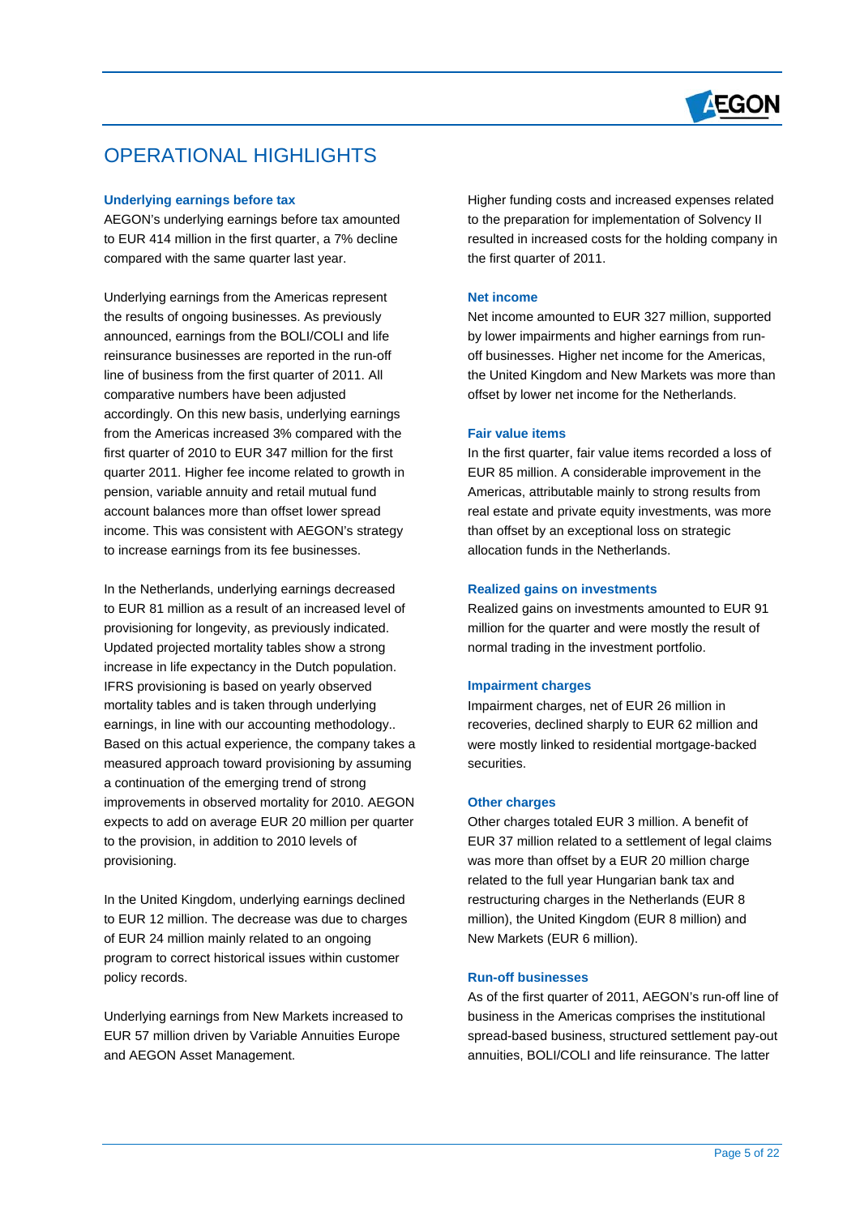# OPERATIONAL HIGHLIGHTS

### Underlying earnings before tax

AEGON's underlying earnings before tax amounted to EUR 414 million in the first quarter, a 7% decline compared with the same quarter last year.

Underlying earnings from the Americas represent the results of ongoing businesses. As previously announced, earnings from the BOLI/COLI and life reinsurance businesses are reported in the run-off line of business from the first quarter of 2011. All comparative numbers have been adjusted accordingly. On this new basis, underlying earnings from the Americas increased 3% compared with the first quarter of 2010 to EUR 347 million for the first quarter 2011. Higher fee income related to growth in pension, variable annuity and retail mutual fund account balances more than offset lower spread income. This was consistent with AEGON's strategy to increase earnings from its fee businesses.

In the Netherlands, underlying earnings decreased to EUR 81 million as a result of an increased level of provisioning for longevity, as previously indicated. Updated projected mortality tables show a strong increase in life expectancy in the Dutch population. IFRS provisioning is based on yearly observed mortality tables and is taken through underlying earnings, in line with our accounting methodology.. Based on this actual experience, the company takes a measured approach toward provisioning by assuming a continuation of the emerging trend of strong improvements in observed mortality for 2010. AEGON expects to add on average EUR 20 million per quarter to the provision, in addition to 2010 levels of provisioning.

In the United Kingdom, underlying earnings declined to EUR 12 million. The decrease was due to charges of EUR 24 million mainly related to an ongoing program to correct historical issues within customer policy records.

Underlying earnings from New Markets increased to EUR 57 million driven by Variable Annuities Europe and AEGON Asset Management.

Higher funding costs and increased expenses related to the preparation for implementation of Solvency II resulted in increased costs for the holding company in the first quarter of 2011.

### Net income

Net income amounted to EUR 327 million, supported by lower impairments and higher earnings from run-off businesses. Higher net income for the Americas, the United Kingdom and New Markets was more than offset by lower net income for the Netherlands.

### Fair value items

In the first quarter, fair value items recorded a loss of EUR 85 million. A considerable improvement in the Americas, attributable mainly to strong results from real estate and private equity investments, was more than offset by an exceptional loss on strategic allocation funds in the Netherlands.

### Realized gains on investments

Realized gains on investments amounted to EUR 91 million for the quarter and were mostly the result of normal trading in the investment portfolio.

### Impairment charges

Impairment charges, net of EUR 26 million in recoveries, declined sharply to EUR 62 million and were mostly linked to residential mortgage-backed securities.

### Other charges

Other charges totaled EUR 3 million. A benefit of EUR 37 million related to a settlement of legal claims was more than offset by a EUR 20 million charge related to the full year Hungarian bank tax and restructuring charges in the Netherlands (EUR 8 million), the United Kingdom (EUR 8 million) and New Markets (EUR 6 million).

### Run-off businesses

As of the first quarter of 2011, AEGON's run-off line of business in the Americas comprises the institutional spread-based business, structured settlement pay-out annuities, BOLI/COLI and life reinsurance. The latter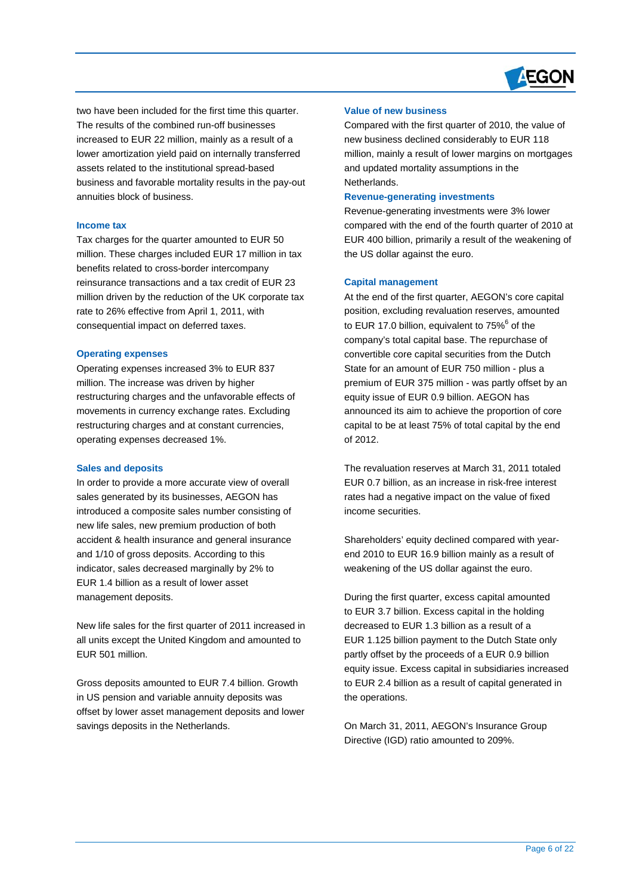two have been included for the first time this quarter. The results of the combined run-off businesses increased to EUR 22 million, mainly as a result of a lower amortization yield paid on internally transferred assets related to the institutional spread-based business and favorable mortality results in the pay-out annuities block of business.

### Income tax

Tax charges for the quarter amounted to EUR 50 million. These charges included EUR 17 million in tax benefits related to cross-border intercompany reinsurance transactions and a tax credit of EUR 23 million driven by the reduction of the UK corporate tax rate to 26% effective from April 1, 2011, with consequential impact on deferred taxes.

### Operating expenses

Operating expenses increased 3% to EUR 837 million. The increase was driven by higher restructuring charges and the unfavorable effects of movements in currency exchange rates. Excluding restructuring charges and at constant currencies, operating expenses decreased 1%.

### Sales and deposits

In order to provide a more accurate view of overall sales generated by its businesses, AEGON has introduced a composite sales number consisting of new life sales, new premium production of both accident & health insurance and general insurance and 1/10 of gross deposits. According to this indicator, sales decreased marginally by 2% to EUR 1.4 billion as a result of lower asset management deposits.

New life sales for the first quarter of 2011 increased in all units except the United Kingdom and amounted to EUR 501 million.

Gross deposits amounted to EUR 7.4 billion. Growth in US pension and variable annuity deposits was offset by lower asset management deposits and lower savings deposits in the Netherlands.

### Value of new business

Compared with the first quarter of 2010, the value of new business declined considerably to EUR 118 million, mainly a result of lower margins on mortgages and updated mortality assumptions in the Netherlands.

### Revenue-generating investments

Revenue-generating investments were 3% lower compared with the end of the fourth quarter of 2010 at EUR 400 billion, primarily a result of the weakening of the US dollar against the euro.

### Capital management

At the end of the first quarter, AEGON's core capital position, excluding revaluation reserves, amounted to EUR 17.0 billion, equivalent to 75%[6] of the company's total capital base. The repurchase of convertible core capital securities from the Dutch State for an amount of EUR 750 million - plus a premium of EUR 375 million - was partly offset by an equity issue of EUR 0.9 billion. AEGON has announced its aim to achieve the proportion of core capital to be at least 75% of total capital by the end of 2012.

The revaluation reserves at March 31, 2011 totaled EUR 0.7 billion, as an increase in risk-free interest rates had a negative impact on the value of fixed income securities.

Shareholders' equity declined compared with year-end 2010 to EUR 16.9 billion mainly as a result of weakening of the US dollar against the euro.

During the first quarter, excess capital amounted to EUR 3.7 billion. Excess capital in the holding decreased to EUR 1.3 billion as a result of a EUR 1.125 billion payment to the Dutch State only partly offset by the proceeds of a EUR 0.9 billion equity issue. Excess capital in subsidiaries increased to EUR 2.4 billion as a result of capital generated in the operations.

On March 31, 2011, AEGON's Insurance Group Directive (IGD) ratio amounted to 209%.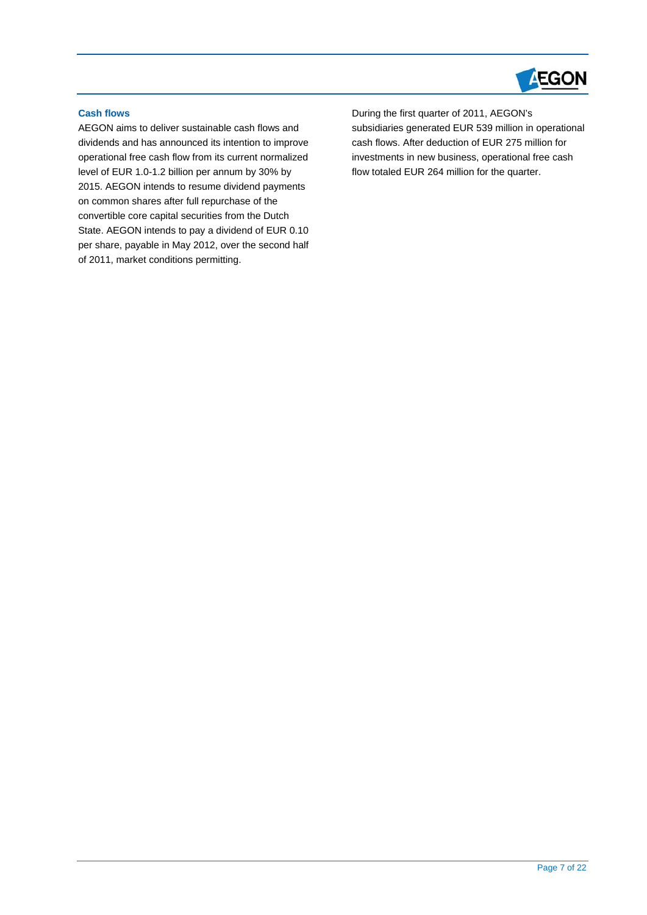## Cash flows

AEGON aims to deliver sustainable cash flows and dividends and has announced its intention to improve operational free cash flow from its current normalized level of EUR 1.0-1.2 billion per annum by 30% by 2015. AEGON intends to resume dividend payments on common shares after full repurchase of the convertible core capital securities from the Dutch State. AEGON intends to pay a dividend of EUR 0.10 per share, payable in May 2012, over the second half of 2011, market conditions permitting.

During the first quarter of 2011, AEGON's subsidiaries generated EUR 539 million in operational cash flows. After deduction of EUR 275 million for investments in new business, operational free cash flow totaled EUR 264 million for the quarter.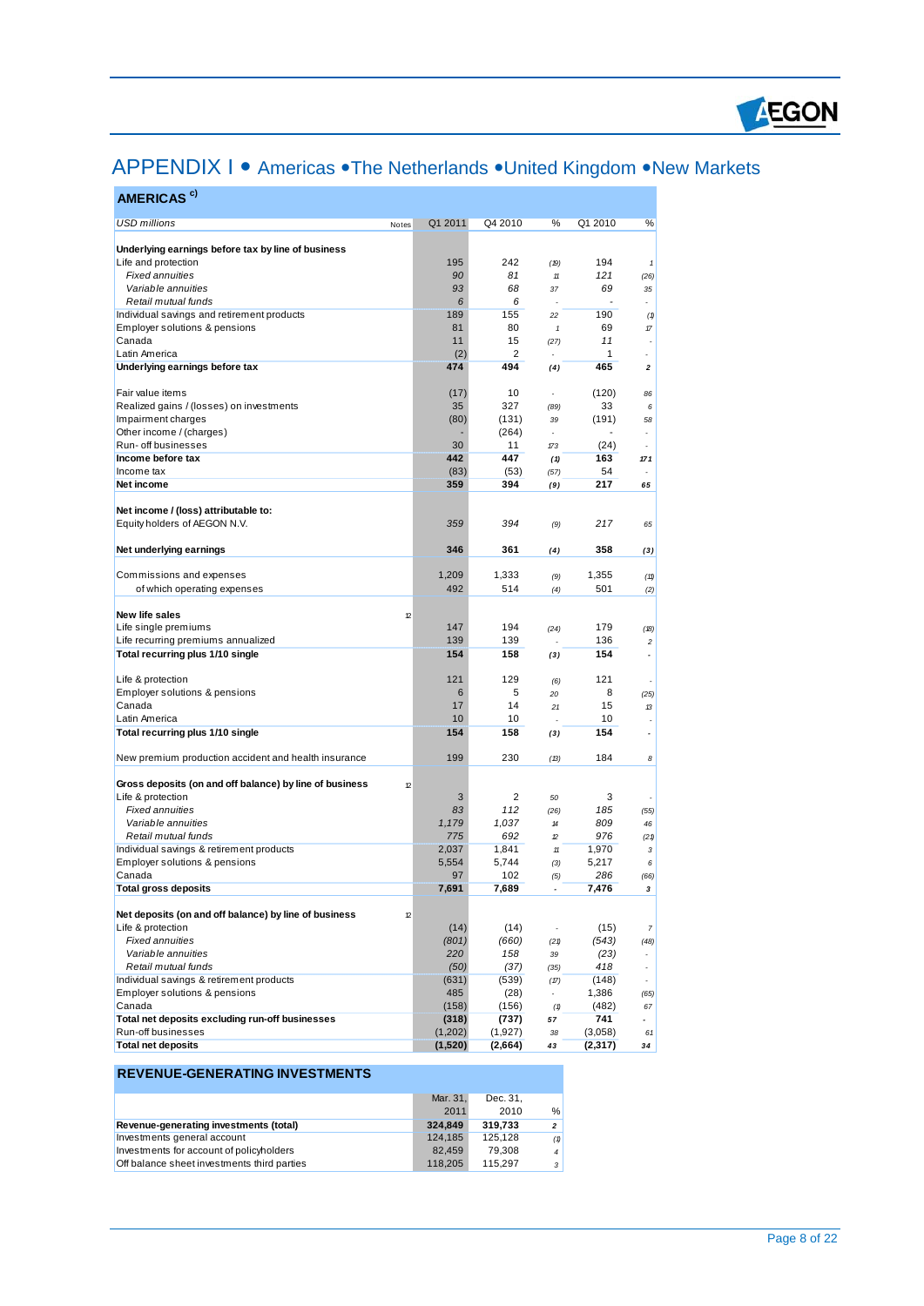# APPENDIX I • Americas • The Netherlands • United Kingdom • New Markets

## AMERICAS [c)]

| USD millions | Notes | Q1 2011 | Q4 2010 | % | Q1 2010 | % |
|---|---|---|---|---|---|---|
| **Underlying earnings before tax by line of business** | | | | | | |
| Life and protection | | 195 | 242 | (19) | 194 | 1 |
| *Fixed annuities* | | *90* | *81* | *11* | *121* | *(26)* |
| *Variable annuities* | | *93* | *68* | *37* | *69* | *35* |
| *Retail mutual funds* | | *6* | *6* | - | - | - |
| Individual savings and retirement products | | 189 | 155 | 22 | 190 | (1) |
| Employer solutions & pensions | | 81 | 80 | 1 | 69 | 17 |
| Canada | | 11 | 15 | (27) | 11 | - |
| Latin America | | (2) | 2 | - | 1 | - |
| **Underlying earnings before tax** | | **474** | **494** | **(4)** | **465** | **2** |
| Fair value items | | (17) | 10 | - | (120) | 86 |
| Realized gains / (losses) on investments | | 35 | 327 | (89) | 33 | 6 |
| Impairment charges | | (80) | (131) | 39 | (191) | 58 |
| Other income / (charges) | | - | (264) | - | - | - |
| Run- off businesses | | 30 | 11 | 173 | (24) | - |
| **Income before tax** | | **442** | **447** | **(1)** | **163** | **171** |
| Income tax | | (83) | (53) | (57) | 54 | - |
| **Net income** | | **359** | **394** | **(9)** | **217** | **65** |
| **Net income / (loss) attributable to:** | | | | | | |
| Equity holders of AEGON N.V. | | *359* | *394* | *(9)* | *217* | *65* |
| **Net underlying earnings** | | **346** | **361** | **(4)** | **358** | **(3)** |
| Commissions and expenses | | 1,209 | 1,333 | (9) | 1,355 | (11) |
| of which operating expenses | | 492 | 514 | (4) | 501 | (2) |
| **New life sales** | 12 | | | | | |
| Life single premiums | | 147 | 194 | (24) | 179 | (18) |
| Life recurring premiums annualized | | 139 | 139 | - | 136 | 2 |
| **Total recurring plus 1/10 single** | | **154** | **158** | **(3)** | **154** | **-** |
| Life & protection | | 121 | 129 | (6) | 121 | - |
| Employer solutions & pensions | | 6 | 5 | 20 | 8 | (25) |
| Canada | | 17 | 14 | 21 | 15 | 13 |
| Latin America | | 10 | 10 | - | 10 | - |
| **Total recurring plus 1/10 single** | | **154** | **158** | **(3)** | **154** | **-** |
| New premium production accident and health insurance | | 199 | 230 | (13) | 184 | 8 |
| **Gross deposits (on and off balance) by line of business** | 12 | | | | | |
| Life & protection | | 3 | 2 | 50 | 3 | - |
| *Fixed annuities* | | *83* | *112* | *(26)* | *185* | *(55)* |
| *Variable annuities* | | *1,179* | *1,037* | *14* | *809* | *46* |
| *Retail mutual funds* | | *775* | *692* | *12* | *976* | *(21)* |
| Individual savings & retirement products | | 2,037 | 1,841 | 11 | 1,970 | 3 |
| Employer solutions & pensions | | 5,554 | 5,744 | (3) | 5,217 | 6 |
| Canada | | 97 | 102 | (5) | 286 | (66) |
| **Total gross deposits** | | **7,691** | **7,689** | **-** | **7,476** | **3** |
| **Net deposits (on and off balance) by line of business** | 12 | | | | | |
| Life & protection | | (14) | (14) | - | (15) | 7 |
| *Fixed annuities* | | *(801)* | *(660)* | *(21)* | *(543)* | *(48)* |
| *Variable annuities* | | *220* | *158* | *39* | *(23)* | - |
| *Retail mutual funds* | | *(50)* | *(37)* | *(35)* | *418* | - |
| Individual savings & retirement products | | (631) | (539) | (17) | (148) | - |
| Employer solutions & pensions | | 485 | (28) | - | 1,386 | (65) |
| Canada | | (158) | (156) | (1) | (482) | 67 |
| **Total net deposits excluding run-off businesses** | | **(318)** | **(737)** | **57** | **741** | **-** |
| Run-off businesses | | (1,202) | (1,927) | 38 | (3,058) | 61 |
| **Total net deposits** | | **(1,520)** | **(2,664)** | **43** | **(2,317)** | **34** |

## REVENUE-GENERATING INVESTMENTS

| | Mar. 31, 2011 | Dec. 31, 2010 | % |
|---|---|---|---|
| **Revenue-generating investments (total)** | **324,849** | **319,733** | **2** |
| Investments general account | 124,185 | 125,128 | (1) |
| Investments for account of policyholders | 82,459 | 79,308 | 4 |
| Off balance sheet investments third parties | 118,205 | 115,297 | 3 |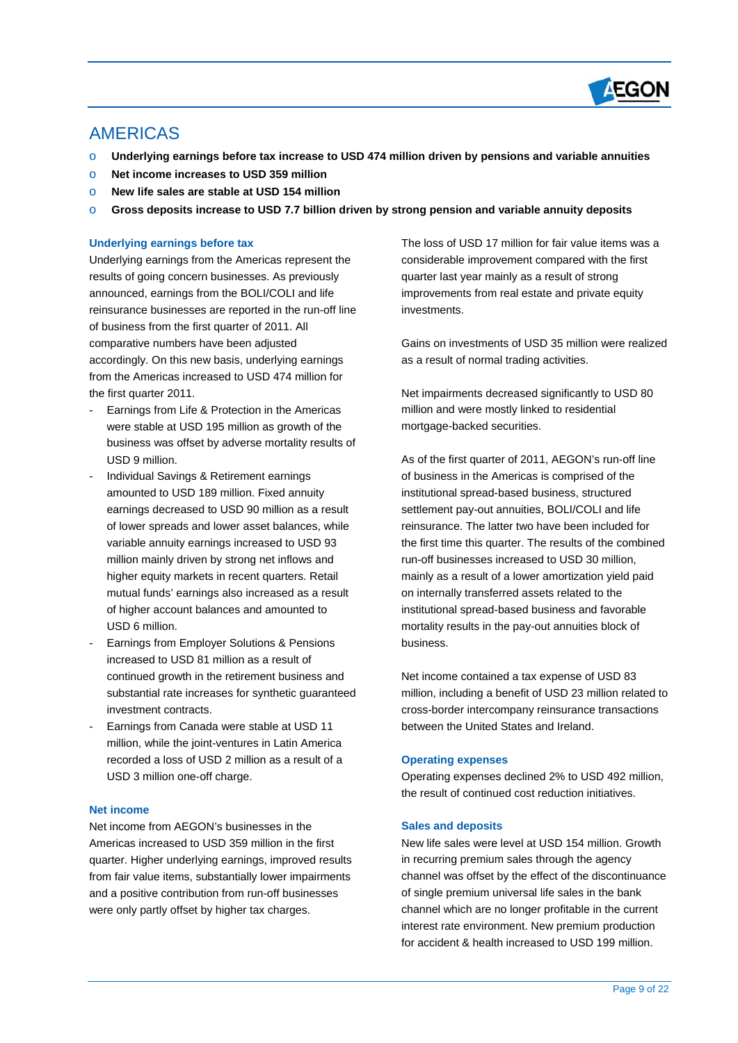# AMERICAS

- **Underlying earnings before tax increase to USD 474 million driven by pensions and variable annuities**
- **Net income increases to USD 359 million**
- **New life sales are stable at USD 154 million**
- **Gross deposits increase to USD 7.7 billion driven by strong pension and variable annuity deposits**

### Underlying earnings before tax

Underlying earnings from the Americas represent the results of going concern businesses. As previously announced, earnings from the BOLI/COLI and life reinsurance businesses are reported in the run-off line of business from the first quarter of 2011. All comparative numbers have been adjusted accordingly. On this new basis, underlying earnings from the Americas increased to USD 474 million for the first quarter 2011.

- Earnings from Life & Protection in the Americas were stable at USD 195 million as growth of the business was offset by adverse mortality results of USD 9 million.
- Individual Savings & Retirement earnings amounted to USD 189 million. Fixed annuity earnings decreased to USD 90 million as a result of lower spreads and lower asset balances, while variable annuity earnings increased to USD 93 million mainly driven by strong net inflows and higher equity markets in recent quarters. Retail mutual funds' earnings also increased as a result of higher account balances and amounted to USD 6 million.
- Earnings from Employer Solutions & Pensions increased to USD 81 million as a result of continued growth in the retirement business and substantial rate increases for synthetic guaranteed investment contracts.
- Earnings from Canada were stable at USD 11 million, while the joint-ventures in Latin America recorded a loss of USD 2 million as a result of a USD 3 million one-off charge.

### Net income

Net income from AEGON's businesses in the Americas increased to USD 359 million in the first quarter. Higher underlying earnings, improved results from fair value items, substantially lower impairments and a positive contribution from run-off businesses were only partly offset by higher tax charges.

The loss of USD 17 million for fair value items was a considerable improvement compared with the first quarter last year mainly as a result of strong improvements from real estate and private equity investments.

Gains on investments of USD 35 million were realized as a result of normal trading activities.

Net impairments decreased significantly to USD 80 million and were mostly linked to residential mortgage-backed securities.

As of the first quarter of 2011, AEGON's run-off line of business in the Americas is comprised of the institutional spread-based business, structured settlement pay-out annuities, BOLI/COLI and life reinsurance. The latter two have been included for the first time this quarter. The results of the combined run-off businesses increased to USD 30 million, mainly as a result of a lower amortization yield paid on internally transferred assets related to the institutional spread-based business and favorable mortality results in the pay-out annuities block of business.

Net income contained a tax expense of USD 83 million, including a benefit of USD 23 million related to cross-border intercompany reinsurance transactions between the United States and Ireland.

### Operating expenses

Operating expenses declined 2% to USD 492 million, the result of continued cost reduction initiatives.

### Sales and deposits

New life sales were level at USD 154 million. Growth in recurring premium sales through the agency channel was offset by the effect of the discontinuance of single premium universal life sales in the bank channel which are no longer profitable in the current interest rate environment. New premium production for accident & health increased to USD 199 million.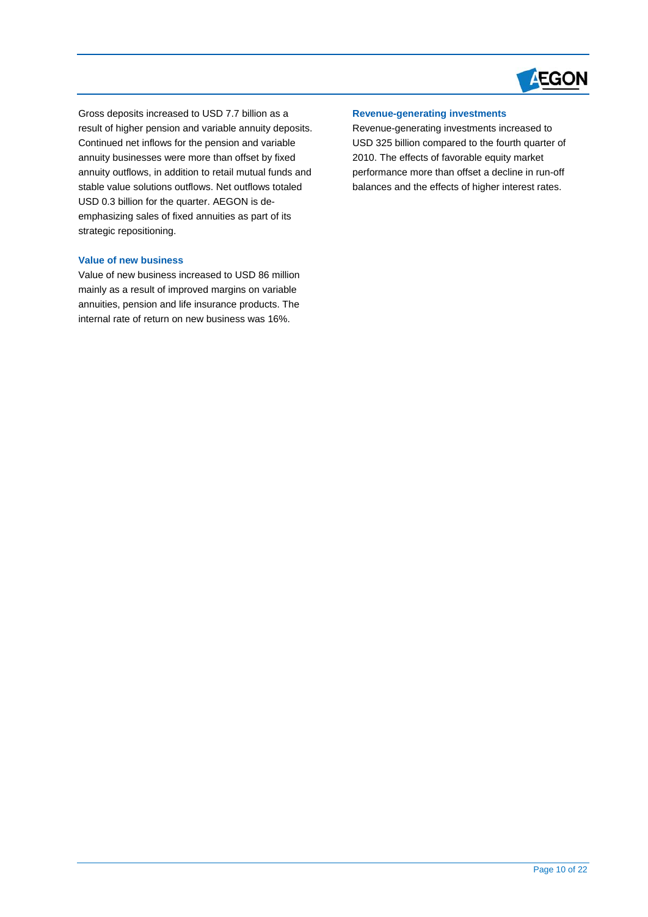Gross deposits increased to USD 7.7 billion as a result of higher pension and variable annuity deposits. Continued net inflows for the pension and variable annuity businesses were more than offset by fixed annuity outflows, in addition to retail mutual funds and stable value solutions outflows. Net outflows totaled USD 0.3 billion for the quarter. AEGON is de-emphasizing sales of fixed annuities as part of its strategic repositioning.

### Value of new business

Value of new business increased to USD 86 million mainly as a result of improved margins on variable annuities, pension and life insurance products. The internal rate of return on new business was 16%.

### Revenue-generating investments

Revenue-generating investments increased to USD 325 billion compared to the fourth quarter of 2010. The effects of favorable equity market performance more than offset a decline in run-off balances and the effects of higher interest rates.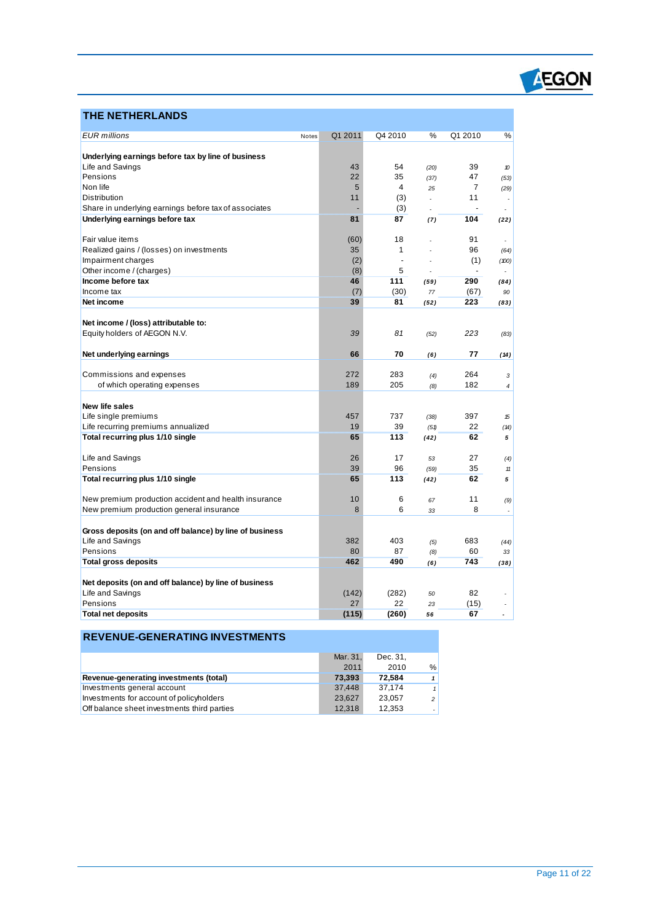## THE NETHERLANDS

| *EUR millions* | Notes | Q1 2011 | Q4 2010 | % | Q1 2010 | % |
|---|---|---|---|---|---|---|
| **Underlying earnings before tax by line of business** | | | | | | |
| Life and Savings | | 43 | 54 | (20) | 39 | 10 |
| Pensions | | 22 | 35 | (37) | 47 | (53) |
| Non life | | 5 | 4 | 25 | 7 | (29) |
| Distribution | | 11 | (3) | - | 11 | - |
| Share in underlying earnings before tax of associates | | - | (3) | - | - | - |
| **Underlying earnings before tax** | | **81** | **87** | **(7)** | **104** | **(22)** |
| | | | | | | |
| Fair value items | | (60) | 18 | - | 91 | - |
| Realized gains / (losses) on investments | | 35 | 1 | - | 96 | (64) |
| Impairment charges | | (2) | - | - | (1) | (100) |
| Other income / (charges) | | (8) | 5 | - | - | - |
| **Income before tax** | | **46** | **111** | **(59)** | **290** | **(84)** |
| Income tax | | (7) | (30) | 77 | (67) | 90 |
| **Net income** | | **39** | **81** | **(52)** | **223** | **(83)** |
| | | | | | | |
| **Net income / (loss) attributable to:** | | | | | | |
| Equity holders of AEGON N.V. | | *39* | *81* | (52) | *223* | (83) |
| | | | | | | |
| **Net underlying earnings** | | **66** | **70** | **(6)** | **77** | **(14)** |
| | | | | | | |
| Commissions and expenses | | 272 | 283 | (4) | 264 | 3 |
| of which operating expenses | | 189 | 205 | (8) | 182 | 4 |
| | | | | | | |
| **New life sales** | | | | | | |
| Life single premiums | | 457 | 737 | (38) | 397 | 15 |
| Life recurring premiums annualized | | 19 | 39 | (51) | 22 | (14) |
| **Total recurring plus 1/10 single** | | **65** | **113** | **(42)** | **62** | **5** |
| | | | | | | |
| Life and Savings | | 26 | 17 | 53 | 27 | (4) |
| Pensions | | 39 | 96 | (59) | 35 | 11 |
| **Total recurring plus 1/10 single** | | **65** | **113** | **(42)** | **62** | **5** |
| | | | | | | |
| New premium production accident and health insurance | | 10 | 6 | 67 | 11 | (9) |
| New premium production general insurance | | 8 | 6 | 33 | 8 | - |
| | | | | | | |
| **Gross deposits (on and off balance) by line of business** | | | | | | |
| Life and Savings | | 382 | 403 | (5) | 683 | (44) |
| Pensions | | 80 | 87 | (8) | 60 | 33 |
| **Total gross deposits** | | **462** | **490** | **(6)** | **743** | **(38)** |
| | | | | | | |
| **Net deposits (on and off balance) by line of business** | | | | | | |
| Life and Savings | | (142) | (282) | 50 | 82 | - |
| Pensions | | 27 | 22 | 23 | (15) | - |
| **Total net deposits** | | **(115)** | **(260)** | **56** | **67** | **-** |

## REVENUE-GENERATING INVESTMENTS

| | Mar. 31, 2011 | Dec. 31, 2010 | % |
|---|---|---|---|
| **Revenue-generating investments (total)** | **73,393** | **72,584** | **1** |
| Investments general account | 37,448 | 37,174 | 1 |
| Investments for account of policyholders | 23,627 | 23,057 | 2 |
| Off balance sheet investments third parties | 12,318 | 12,353 | - |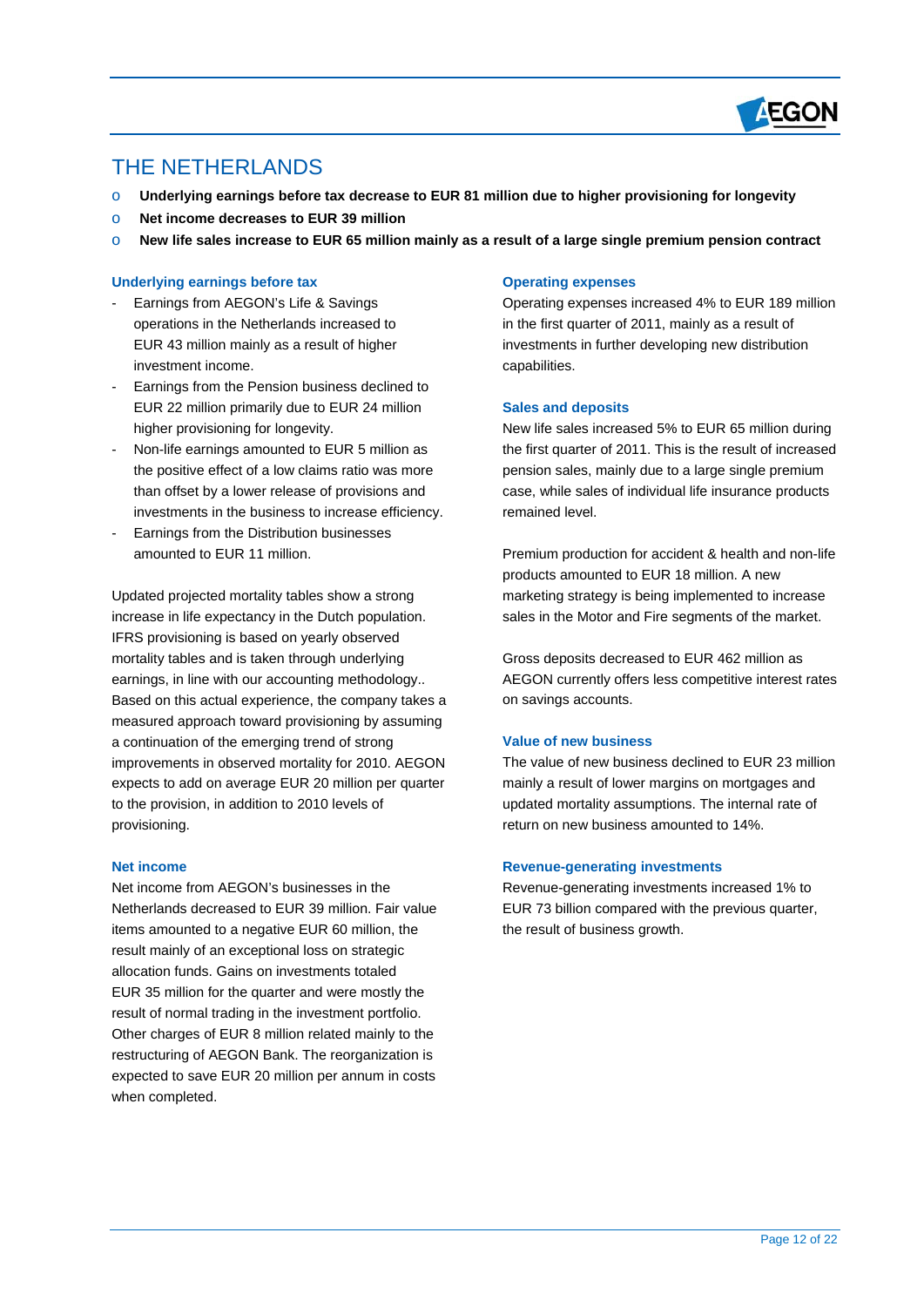# THE NETHERLANDS

- **Underlying earnings before tax decrease to EUR 81 million due to higher provisioning for longevity**
- **Net income decreases to EUR 39 million**
- **New life sales increase to EUR 65 million mainly as a result of a large single premium pension contract**

## Underlying earnings before tax

- Earnings from AEGON's Life & Savings operations in the Netherlands increased to EUR 43 million mainly as a result of higher investment income.
- Earnings from the Pension business declined to EUR 22 million primarily due to EUR 24 million higher provisioning for longevity.
- Non-life earnings amounted to EUR 5 million as the positive effect of a low claims ratio was more than offset by a lower release of provisions and investments in the business to increase efficiency.
- Earnings from the Distribution businesses amounted to EUR 11 million.

Updated projected mortality tables show a strong increase in life expectancy in the Dutch population. IFRS provisioning is based on yearly observed mortality tables and is taken through underlying earnings, in line with our accounting methodology.. Based on this actual experience, the company takes a measured approach toward provisioning by assuming a continuation of the emerging trend of strong improvements in observed mortality for 2010. AEGON expects to add on average EUR 20 million per quarter to the provision, in addition to 2010 levels of provisioning.

## Net income

Net income from AEGON's businesses in the Netherlands decreased to EUR 39 million. Fair value items amounted to a negative EUR 60 million, the result mainly of an exceptional loss on strategic allocation funds. Gains on investments totaled EUR 35 million for the quarter and were mostly the result of normal trading in the investment portfolio. Other charges of EUR 8 million related mainly to the restructuring of AEGON Bank. The reorganization is expected to save EUR 20 million per annum in costs when completed.

## Operating expenses

Operating expenses increased 4% to EUR 189 million in the first quarter of 2011, mainly as a result of investments in further developing new distribution capabilities.

## Sales and deposits

New life sales increased 5% to EUR 65 million during the first quarter of 2011. This is the result of increased pension sales, mainly due to a large single premium case, while sales of individual life insurance products remained level.

Premium production for accident & health and non-life products amounted to EUR 18 million. A new marketing strategy is being implemented to increase sales in the Motor and Fire segments of the market.

Gross deposits decreased to EUR 462 million as AEGON currently offers less competitive interest rates on savings accounts.

## Value of new business

The value of new business declined to EUR 23 million mainly a result of lower margins on mortgages and updated mortality assumptions. The internal rate of return on new business amounted to 14%.

## Revenue-generating investments

Revenue-generating investments increased 1% to EUR 73 billion compared with the previous quarter, the result of business growth.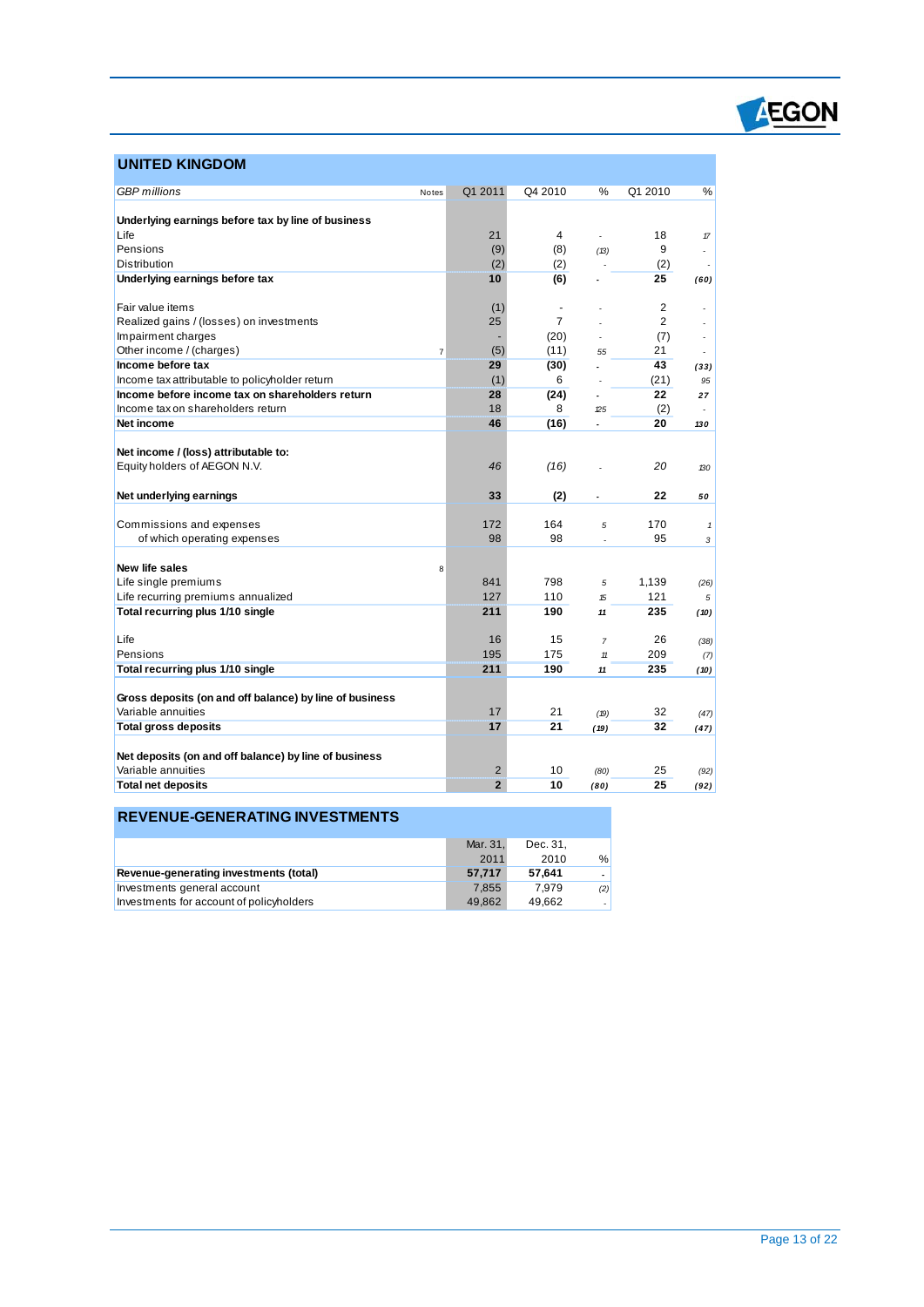## UNITED KINGDOM

| *GBP millions* | Notes | Q1 2011 | Q4 2010 | % | Q1 2010 | % |
|---|---|---|---|---|---|---|
| **Underlying earnings before tax by line of business** | | | | | | |
| Life | | 21 | 4 | - | 18 | 17 |
| Pensions | | (9) | (8) | (13) | 9 | - |
| Distribution | | (2) | (2) | - | (2) | - |
| **Underlying earnings before tax** | | **10** | **(6)** | - | **25** | **(60)** |
| | | | | | | |
| Fair value items | | (1) | - | - | 2 | - |
| Realized gains / (losses) on investments | | 25 | 7 | - | 2 | - |
| Impairment charges | | - | (20) | - | (7) | - |
| Other income / (charges) | 7 | (5) | (11) | 55 | 21 | - |
| **Income before tax** | | **29** | **(30)** | - | **43** | **(33)** |
| Income tax attributable to policyholder return | | (1) | 6 | - | (21) | 95 |
| **Income before income tax on shareholders return** | | **28** | **(24)** | - | **22** | **27** |
| Income tax on shareholders return | | 18 | 8 | 125 | (2) | - |
| **Net income** | | **46** | **(16)** | - | **20** | **130** |
| | | | | | | |
| **Net income / (loss) attributable to:** | | | | | | |
| Equity holders of AEGON N.V. | | *46* | *(16)* | - | *20* | 130 |
| | | | | | | |
| **Net underlying earnings** | | **33** | **(2)** | - | **22** | **50** |
| | | | | | | |
| Commissions and expenses | | 172 | 164 | 5 | 170 | 1 |
| of which operating expenses | | 98 | 98 | - | 95 | 3 |
| | | | | | | |
| **New life sales** | 8 | | | | | |
| Life single premiums | | 841 | 798 | 5 | 1,139 | (26) |
| Life recurring premiums annualized | | 127 | 110 | 15 | 121 | 5 |
| **Total recurring plus 1/10 single** | | **211** | **190** | **11** | **235** | **(10)** |
| | | | | | | |
| Life | | 16 | 15 | 7 | 26 | (38) |
| Pensions | | 195 | 175 | 11 | 209 | (7) |
| **Total recurring plus 1/10 single** | | **211** | **190** | **11** | **235** | **(10)** |
| | | | | | | |
| **Gross deposits (on and off balance) by line of business** | | | | | | |
| Variable annuities | | 17 | 21 | (19) | 32 | (47) |
| **Total gross deposits** | | **17** | **21** | **(19)** | **32** | **(47)** |
| | | | | | | |
| **Net deposits (on and off balance) by line of business** | | | | | | |
| Variable annuities | | 2 | 10 | (80) | 25 | (92) |
| **Total net deposits** | | **2** | **10** | **(80)** | **25** | **(92)** |

## REVENUE-GENERATING INVESTMENTS

| | Mar. 31, 2011 | Dec. 31, 2010 | % |
|---|---|---|---|
| **Revenue-generating investments (total)** | **57,717** | **57,641** | - |
| Investments general account | 7,855 | 7,979 | (2) |
| Investments for account of policyholders | 49,862 | 49,662 | - |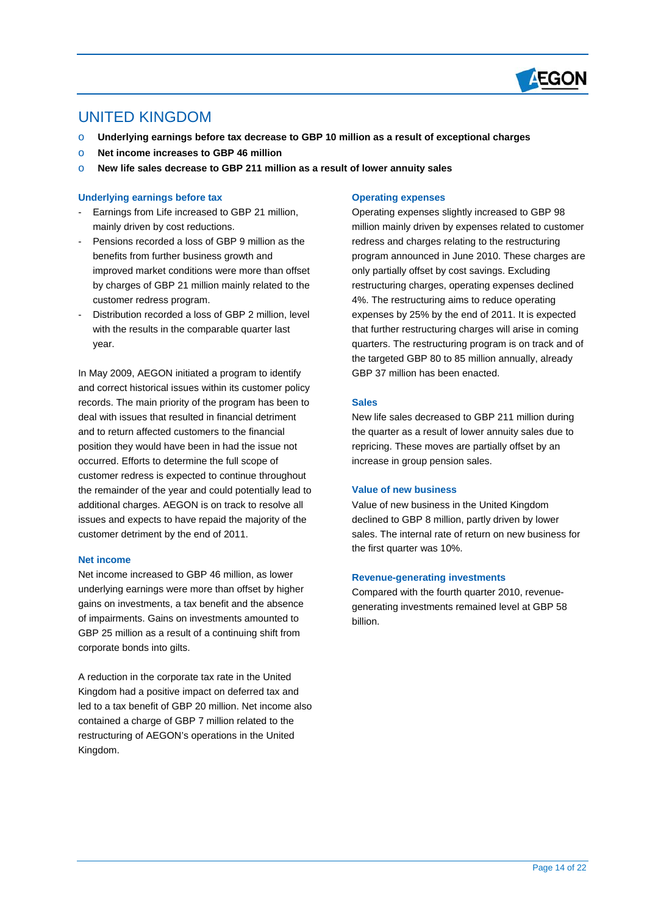# UNITED KINGDOM

- **Underlying earnings before tax decrease to GBP 10 million as a result of exceptional charges**
- **Net income increases to GBP 46 million**
- **New life sales decrease to GBP 211 million as a result of lower annuity sales**

### Underlying earnings before tax

- Earnings from Life increased to GBP 21 million, mainly driven by cost reductions.
- Pensions recorded a loss of GBP 9 million as the benefits from further business growth and improved market conditions were more than offset by charges of GBP 21 million mainly related to the customer redress program.
- Distribution recorded a loss of GBP 2 million, level with the results in the comparable quarter last year.

In May 2009, AEGON initiated a program to identify and correct historical issues within its customer policy records. The main priority of the program has been to deal with issues that resulted in financial detriment and to return affected customers to the financial position they would have been in had the issue not occurred. Efforts to determine the full scope of customer redress is expected to continue throughout the remainder of the year and could potentially lead to additional charges. AEGON is on track to resolve all issues and expects to have repaid the majority of the customer detriment by the end of 2011.

### Net income

Net income increased to GBP 46 million, as lower underlying earnings were more than offset by higher gains on investments, a tax benefit and the absence of impairments. Gains on investments amounted to GBP 25 million as a result of a continuing shift from corporate bonds into gilts.

A reduction in the corporate tax rate in the United Kingdom had a positive impact on deferred tax and led to a tax benefit of GBP 20 million. Net income also contained a charge of GBP 7 million related to the restructuring of AEGON's operations in the United Kingdom.

### Operating expenses

Operating expenses slightly increased to GBP 98 million mainly driven by expenses related to customer redress and charges relating to the restructuring program announced in June 2010. These charges are only partially offset by cost savings. Excluding restructuring charges, operating expenses declined 4%. The restructuring aims to reduce operating expenses by 25% by the end of 2011. It is expected that further restructuring charges will arise in coming quarters. The restructuring program is on track and of the targeted GBP 80 to 85 million annually, already GBP 37 million has been enacted.

### Sales

New life sales decreased to GBP 211 million during the quarter as a result of lower annuity sales due to repricing. These moves are partially offset by an increase in group pension sales.

### Value of new business

Value of new business in the United Kingdom declined to GBP 8 million, partly driven by lower sales. The internal rate of return on new business for the first quarter was 10%.

### Revenue-generating investments

Compared with the fourth quarter 2010, revenue-generating investments remained level at GBP 58 billion.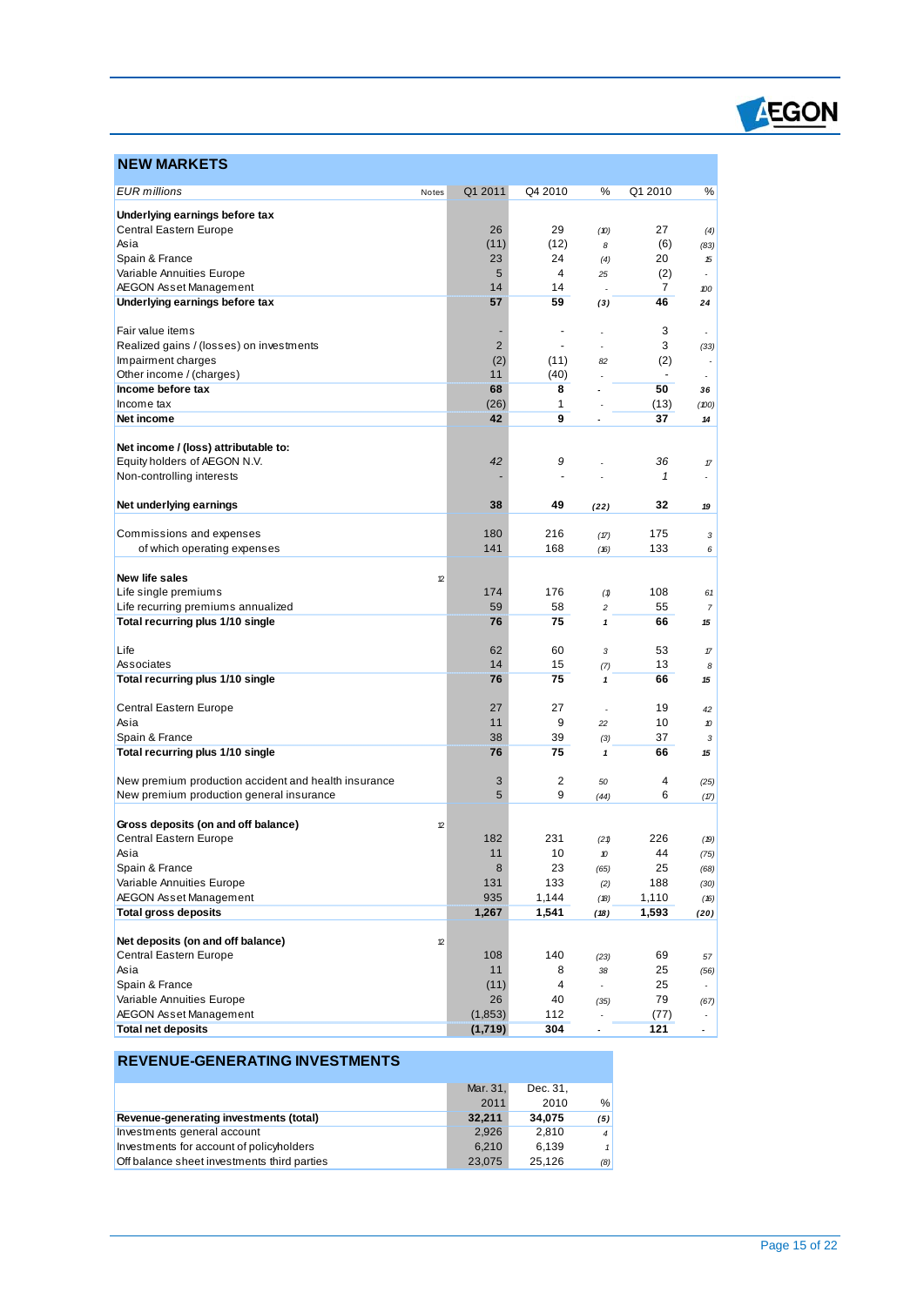## NEW MARKETS

| *EUR millions* | Notes | Q1 2011 | Q4 2010 | % | Q1 2010 | % |
|---|---|---|---|---|---|---|
| **Underlying earnings before tax** | | | | | | |
| Central Eastern Europe | | 26 | 29 | (10) | 27 | (4) |
| Asia | | (11) | (12) | 8 | (6) | (83) |
| Spain & France | | 23 | 24 | (4) | 20 | 15 |
| Variable Annuities Europe | | 5 | 4 | 25 | (2) | - |
| AEGON Asset Management | | 14 | 14 | - | 7 | 100 |
| **Underlying earnings before tax** | | **57** | **59** | **(3)** | **46** | **24** |
| | | | | | | |
| Fair value items | | - | - | - | 3 | - |
| Realized gains / (losses) on investments | | 2 | - | - | 3 | (33) |
| Impairment charges | | (2) | (11) | 82 | (2) | - |
| Other income / (charges) | | 11 | (40) | - | - | - |
| **Income before tax** | | **68** | **8** | **-** | **50** | **36** |
| Income tax | | (26) | 1 | - | (13) | (100) |
| **Net income** | | **42** | **9** | **-** | **37** | **14** |
| | | | | | | |
| **Net income / (loss) attributable to:** | | | | | | |
| Equity holders of AEGON N.V. | | *42* | *9* | - | *36* | 17 |
| Non-controlling interests | | - | - | - | *1* | - |
| | | | | | | |
| **Net underlying earnings** | | **38** | **49** | **(22)** | **32** | **19** |
| | | | | | | |
| Commissions and expenses | | 180 | 216 | (17) | 175 | 3 |
| of which operating expenses | | 141 | 168 | (16) | 133 | 6 |
| | | | | | | |
| **New life sales** | 12 | | | | | |
| Life single premiums | | 174 | 176 | (1) | 108 | 61 |
| Life recurring premiums annualized | | 59 | 58 | 2 | 55 | 7 |
| **Total recurring plus 1/10 single** | | **76** | **75** | **1** | **66** | **15** |
| | | | | | | |
| Life | | 62 | 60 | 3 | 53 | 17 |
| Associates | | 14 | 15 | (7) | 13 | 8 |
| **Total recurring plus 1/10 single** | | **76** | **75** | **1** | **66** | **15** |
| | | | | | | |
| Central Eastern Europe | | 27 | 27 | - | 19 | 42 |
| Asia | | 11 | 9 | 22 | 10 | 10 |
| Spain & France | | 38 | 39 | (3) | 37 | 3 |
| **Total recurring plus 1/10 single** | | **76** | **75** | **1** | **66** | **15** |
| | | | | | | |
| New premium production accident and health insurance | | 3 | 2 | 50 | 4 | (25) |
| New premium production general insurance | | 5 | 9 | (44) | 6 | (17) |
| | | | | | | |
| **Gross deposits (on and off balance)** | 12 | | | | | |
| Central Eastern Europe | | 182 | 231 | (21) | 226 | (19) |
| Asia | | 11 | 10 | 10 | 44 | (75) |
| Spain & France | | 8 | 23 | (65) | 25 | (68) |
| Variable Annuities Europe | | 131 | 133 | (2) | 188 | (30) |
| AEGON Asset Management | | 935 | 1,144 | (18) | 1,110 | (16) |
| **Total gross deposits** | | **1,267** | **1,541** | **(18)** | **1,593** | **(20)** |
| | | | | | | |
| **Net deposits (on and off balance)** | 12 | | | | | |
| Central Eastern Europe | | 108 | 140 | (23) | 69 | 57 |
| Asia | | 11 | 8 | 38 | 25 | (56) |
| Spain & France | | (11) | 4 | - | 25 | - |
| Variable Annuities Europe | | 26 | 40 | (35) | 79 | (67) |
| AEGON Asset Management | | (1,853) | 112 | - | (77) | - |
| **Total net deposits** | | **(1,719)** | **304** | **-** | **121** | **-** |

## REVENUE-GENERATING INVESTMENTS

| | Mar. 31, 2011 | Dec. 31, 2010 | % |
|---|---|---|---|
| **Revenue-generating investments (total)** | **32,211** | **34,075** | **(5)** |
| Investments general account | 2,926 | 2,810 | 4 |
| Investments for account of policyholders | 6,210 | 6,139 | 1 |
| Off balance sheet investments third parties | 23,075 | 25,126 | (8) |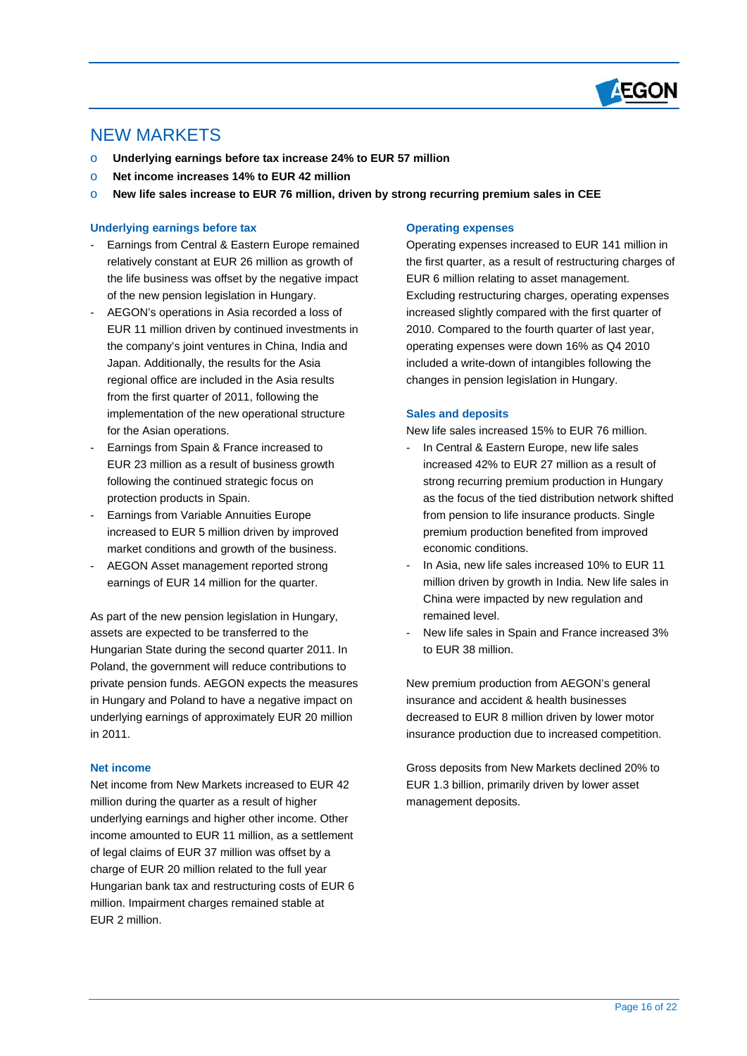# NEW MARKETS

- **Underlying earnings before tax increase 24% to EUR 57 million**
- **Net income increases 14% to EUR 42 million**
- **New life sales increase to EUR 76 million, driven by strong recurring premium sales in CEE**

### Underlying earnings before tax

- Earnings from Central & Eastern Europe remained relatively constant at EUR 26 million as growth of the life business was offset by the negative impact of the new pension legislation in Hungary.
- AEGON's operations in Asia recorded a loss of EUR 11 million driven by continued investments in the company's joint ventures in China, India and Japan. Additionally, the results for the Asia regional office are included in the Asia results from the first quarter of 2011, following the implementation of the new operational structure for the Asian operations.
- Earnings from Spain & France increased to EUR 23 million as a result of business growth following the continued strategic focus on protection products in Spain.
- Earnings from Variable Annuities Europe increased to EUR 5 million driven by improved market conditions and growth of the business.
- AEGON Asset management reported strong earnings of EUR 14 million for the quarter.

As part of the new pension legislation in Hungary, assets are expected to be transferred to the Hungarian State during the second quarter 2011. In Poland, the government will reduce contributions to private pension funds. AEGON expects the measures in Hungary and Poland to have a negative impact on underlying earnings of approximately EUR 20 million in 2011.

### Net income

Net income from New Markets increased to EUR 42 million during the quarter as a result of higher underlying earnings and higher other income. Other income amounted to EUR 11 million, as a settlement of legal claims of EUR 37 million was offset by a charge of EUR 20 million related to the full year Hungarian bank tax and restructuring costs of EUR 6 million. Impairment charges remained stable at EUR 2 million.

### Operating expenses

Operating expenses increased to EUR 141 million in the first quarter, as a result of restructuring charges of EUR 6 million relating to asset management. Excluding restructuring charges, operating expenses increased slightly compared with the first quarter of 2010. Compared to the fourth quarter of last year, operating expenses were down 16% as Q4 2010 included a write-down of intangibles following the changes in pension legislation in Hungary.

### Sales and deposits

New life sales increased 15% to EUR 76 million.

- In Central & Eastern Europe, new life sales increased 42% to EUR 27 million as a result of strong recurring premium production in Hungary as the focus of the tied distribution network shifted from pension to life insurance products. Single premium production benefited from improved economic conditions.
- In Asia, new life sales increased 10% to EUR 11 million driven by growth in India. New life sales in China were impacted by new regulation and remained level.
- New life sales in Spain and France increased 3% to EUR 38 million.

New premium production from AEGON's general insurance and accident & health businesses decreased to EUR 8 million driven by lower motor insurance production due to increased competition.

Gross deposits from New Markets declined 20% to EUR 1.3 billion, primarily driven by lower asset management deposits.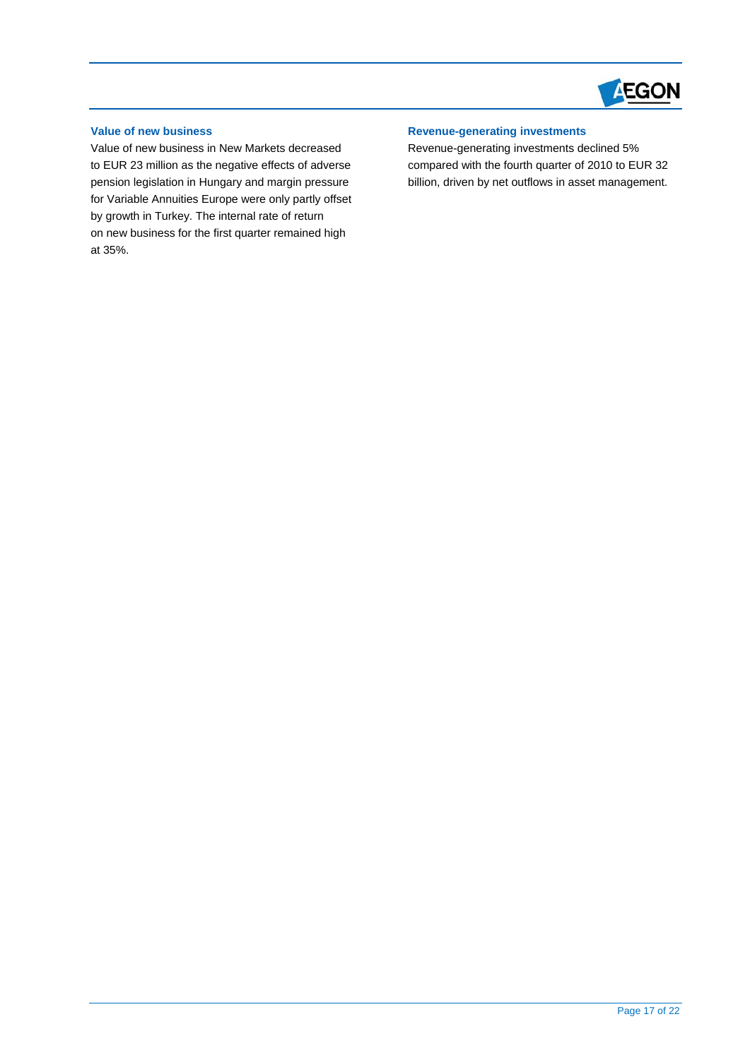### Value of new business

Value of new business in New Markets decreased to EUR 23 million as the negative effects of adverse pension legislation in Hungary and margin pressure for Variable Annuities Europe were only partly offset by growth in Turkey. The internal rate of return on new business for the first quarter remained high at 35%.

### Revenue-generating investments

Revenue-generating investments declined 5% compared with the fourth quarter of 2010 to EUR 32 billion, driven by net outflows in asset management.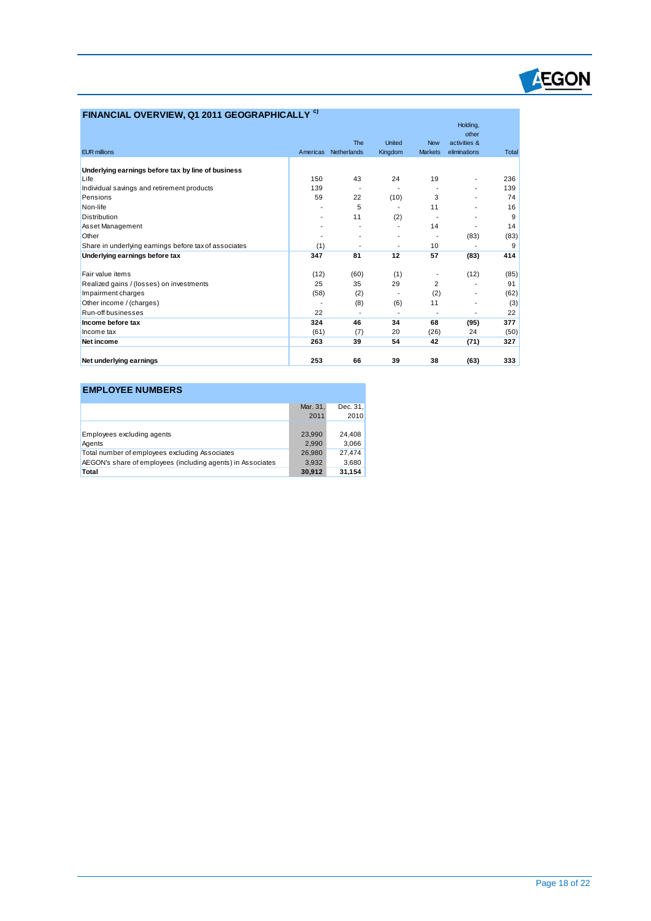## FINANCIAL OVERVIEW, Q1 2011 GEOGRAPHICALLY [c)]

| EUR millions | Americas | The Netherlands | United Kingdom | New Markets | Holding, other activities & eliminations | Total |
|---|---|---|---|---|---|---|
| **Underlying earnings before tax by line of business** | | | | | | |
| Life | 150 | 43 | 24 | 19 | - | 236 |
| Individual savings and retirement products | 139 | - | - | - | - | 139 |
| Pensions | 59 | 22 | (10) | 3 | - | 74 |
| Non-life | - | 5 | - | 11 | - | 16 |
| Distribution | - | 11 | (2) | - | - | 9 |
| Asset Management | - | - | - | 14 | - | 14 |
| Other | - | - | - | - | (83) | (83) |
| Share in underlying earnings before tax of associates | (1) | - | - | 10 | - | 9 |
| **Underlying earnings before tax** | **347** | **81** | **12** | **57** | **(83)** | **414** |
| | | | | | | |
| Fair value items | (12) | (60) | (1) | - | (12) | (85) |
| Realized gains / (losses) on investments | 25 | 35 | 29 | 2 | - | 91 |
| Impairment charges | (58) | (2) | - | (2) | - | (62) |
| Other income / (charges) | - | (8) | (6) | 11 | - | (3) |
| Run-off businesses | 22 | - | - | - | - | 22 |
| **Income before tax** | **324** | **46** | **34** | **68** | **(95)** | **377** |
| Income tax | (61) | (7) | 20 | (26) | 24 | (50) |
| **Net income** | **263** | **39** | **54** | **42** | **(71)** | **327** |
| | | | | | | |
| **Net underlying earnings** | **253** | **66** | **39** | **38** | **(63)** | **333** |

## EMPLOYEE NUMBERS

| | Mar. 31, 2011 | Dec. 31, 2010 |
|---|---|---|
| Employees excluding agents | 23,990 | 24,408 |
| Agents | 2,990 | 3,066 |
| Total number of employees excluding Associates | 26,980 | 27,474 |
| AEGON's share of employees (including agents) in Associates | 3,932 | 3,680 |
| **Total** | **30,912** | **31,154** |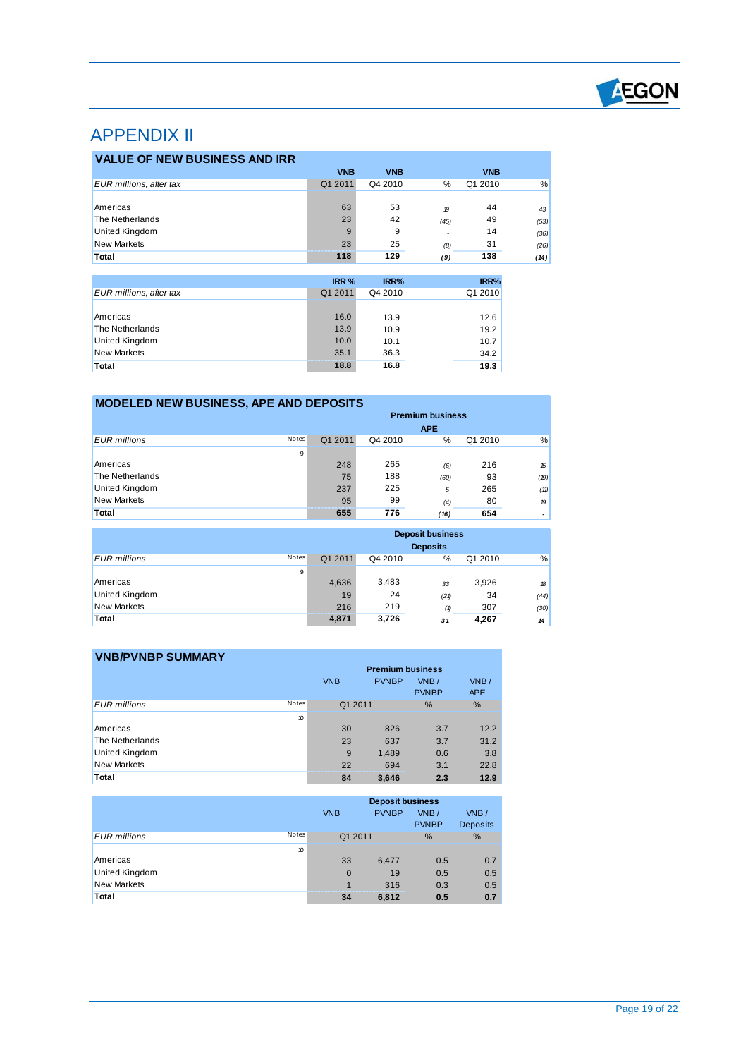# APPENDIX II

## VALUE OF NEW BUSINESS AND IRR

| EUR millions, after tax | VNB Q1 2011 | VNB Q4 2010 | % | VNB Q1 2010 | % |
|---|---|---|---|---|---|
| Americas | 63 | 53 | 19 | 44 | 43 |
| The Netherlands | 23 | 42 | (45) | 49 | (53) |
| United Kingdom | 9 | 9 | - | 14 | (36) |
| New Markets | 23 | 25 | (8) | 31 | (26) |
| **Total** | **118** | **129** | **(9)** | **138** | **(14)** |

| EUR millions, after tax | IRR % Q1 2011 | IRR% Q4 2010 | IRR% Q1 2010 |
|---|---|---|---|
| Americas | 16.0 | 13.9 | 12.6 |
| The Netherlands | 13.9 | 10.9 | 19.2 |
| United Kingdom | 10.0 | 10.1 | 10.7 |
| New Markets | 35.1 | 36.3 | 34.2 |
| **Total** | **18.8** | **16.8** | **19.3** |

## MODELED NEW BUSINESS, APE AND DEPOSITS

| | | Premium business | | | | |
|---|---|---|---|---|---|---|
| | | APE | | | | |
| EUR millions | Notes | Q1 2011 | Q4 2010 | % | Q1 2010 | % |
| | 9 | | | | | |
| Americas | | 248 | 265 | (6) | 216 | 15 |
| The Netherlands | | 75 | 188 | (60) | 93 | (19) |
| United Kingdom | | 237 | 225 | 5 | 265 | (11) |
| New Markets | | 95 | 99 | (4) | 80 | 19 |
| **Total** | | **655** | **776** | **(16)** | **654** | **-** |

| | | Deposit business | | | | |
|---|---|---|---|---|---|---|
| | | Deposits | | | | |
| EUR millions | Notes | Q1 2011 | Q4 2010 | % | Q1 2010 | % |
| | 9 | | | | | |
| Americas | | 4,636 | 3,483 | 33 | 3,926 | 18 |
| United Kingdom | | 19 | 24 | (21) | 34 | (44) |
| New Markets | | 216 | 219 | (1) | 307 | (30) |
| **Total** | | **4,871** | **3,726** | **31** | **4,267** | **14** |

## VNB/PVNBP SUMMARY

| | | Premium business | | | |
|---|---|---|---|---|---|
| | | VNB | PVNBP | VNB / PVNBP | VNB / APE |
| EUR millions | Notes | Q1 2011 | | % | % |
| | 10 | | | | |
| Americas | | 30 | 826 | 3.7 | 12.2 |
| The Netherlands | | 23 | 637 | 3.7 | 31.2 |
| United Kingdom | | 9 | 1,489 | 0.6 | 3.8 |
| New Markets | | 22 | 694 | 3.1 | 22.8 |
| **Total** | | **84** | **3,646** | **2.3** | **12.9** |

| | | Deposit business | | | |
|---|---|---|---|---|---|
| | | VNB | PVNBP | VNB / PVNBP | VNB / Deposits |
| EUR millions | Notes | Q1 2011 | | % | % |
| | 10 | | | | |
| Americas | | 33 | 6,477 | 0.5 | 0.7 |
| United Kingdom | | 0 | 19 | 0.5 | 0.5 |
| New Markets | | 1 | 316 | 0.3 | 0.5 |
| **Total** | | **34** | **6,812** | **0.5** | **0.7** |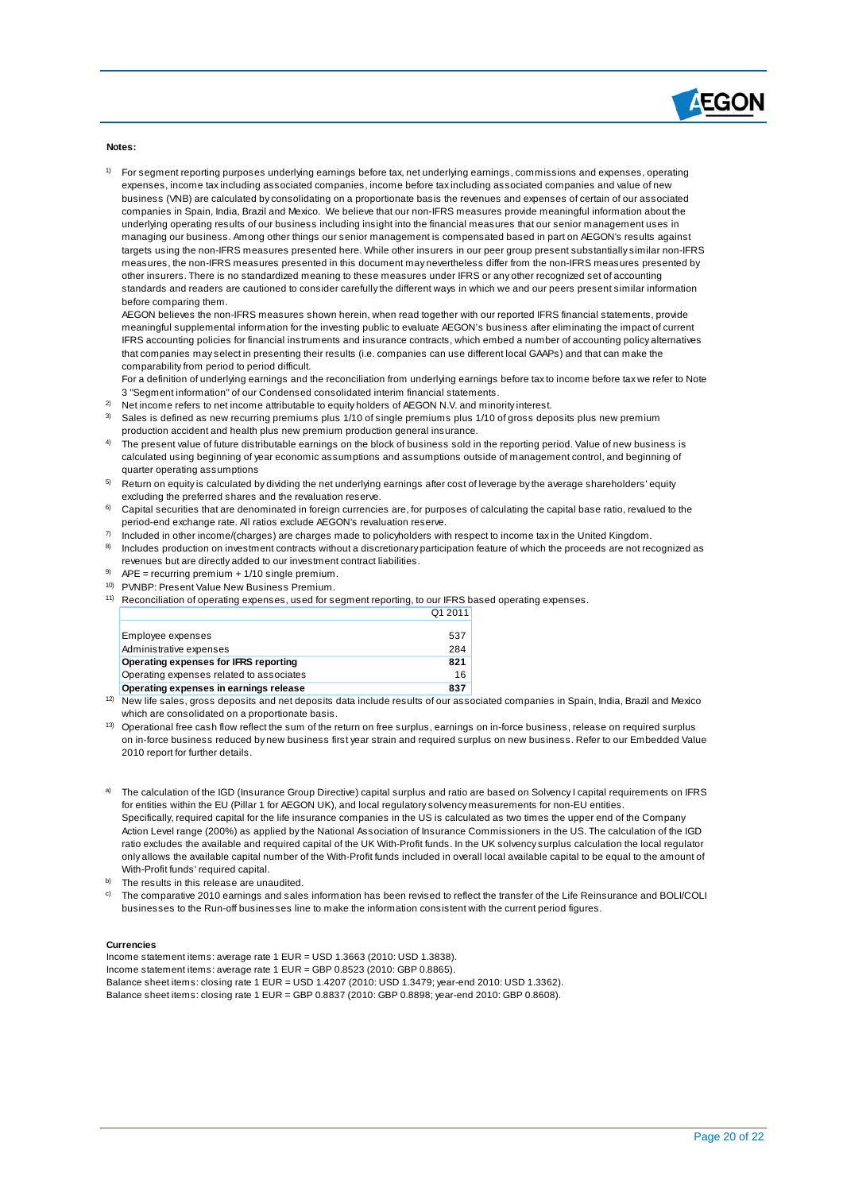**Notes:**

1) For segment reporting purposes underlying earnings before tax, net underlying earnings, commissions and expenses, operating expenses, income tax including associated companies, income before tax including associated companies and value of new business (VNB) are calculated by consolidating on a proportionate basis the revenues and expenses of certain of our associated companies in Spain, India, Brazil and Mexico. We believe that our non-IFRS measures provide meaningful information about the underlying operating results of our business including insight into the financial measures that our senior management uses in managing our business. Among other things our senior management is compensated based in part on AEGON's results against targets using the non-IFRS measures presented here. While other insurers in our peer group present substantially similar non-IFRS measures, the non-IFRS measures presented in this document may nevertheless differ from the non-IFRS measures presented by other insurers. There is no standardized meaning to these measures under IFRS or any other recognized set of accounting standards and readers are cautioned to consider carefully the different ways in which we and our peers present similar information before comparing them.
AEGON believes the non-IFRS measures shown herein, when read together with our reported IFRS financial statements, provide meaningful supplemental information for the investing public to evaluate AEGON's business after eliminating the impact of current IFRS accounting policies for financial instruments and insurance contracts, which embed a number of accounting policy alternatives that companies may select in presenting their results (i.e. companies can use different local GAAPs) and that can make the comparability from period to period difficult.
For a definition of underlying earnings and the reconciliation from underlying earnings before tax to income before tax we refer to Note 3 "Segment information" of our Condensed consolidated interim financial statements.

2) Net income refers to net income attributable to equity holders of AEGON N.V. and minority interest.

3) Sales is defined as new recurring premiums plus 1/10 of single premiums plus 1/10 of gross deposits plus new premium production accident and health plus new premium production general insurance.

4) The present value of future distributable earnings on the block of business sold in the reporting period. Value of new business is calculated using beginning of year economic assumptions and assumptions outside of management control, and beginning of quarter operating assumptions

5) Return on equity is calculated by dividing the net underlying earnings after cost of leverage by the average shareholders' equity excluding the preferred shares and the revaluation reserve.

6) Capital securities that are denominated in foreign currencies are, for purposes of calculating the capital base ratio, revalued to the period-end exchange rate. All ratios exclude AEGON's revaluation reserve.

7) Included in other income/(charges) are charges made to policyholders with respect to income tax in the United Kingdom.

8) Includes production on investment contracts without a discretionary participation feature of which the proceeds are not recognized as revenues but are directly added to our investment contract liabilities.

9) APE = recurring premium + 1/10 single premium.

10) PVNBP: Present Value New Business Premium.

11) Reconciliation of operating expenses, used for segment reporting, to our IFRS based operating expenses.

| | Q1 2011 |
|---|---|
| Employee expenses | 537 |
| Administrative expenses | 284 |
| **Operating expenses for IFRS reporting** | **821** |
| Operating expenses related to associates | 16 |
| **Operating expenses in earnings release** | **837** |

12) New life sales, gross deposits and net deposits data include results of our associated companies in Spain, India, Brazil and Mexico which are consolidated on a proportionate basis.

13) Operational free cash flow reflect the sum of the return on free surplus, earnings on in-force business, release on required surplus on in-force business reduced by new business first year strain and required surplus on new business. Refer to our Embedded Value 2010 report for further details.

a) The calculation of the IGD (Insurance Group Directive) capital surplus and ratio are based on Solvency I capital requirements on IFRS for entities within the EU (Pillar 1 for AEGON UK), and local regulatory solvency measurements for non-EU entities.
Specifically, required capital for the life insurance companies in the US is calculated as two times the upper end of the Company Action Level range (200%) as applied by the National Association of Insurance Commissioners in the US. The calculation of the IGD ratio excludes the available and required capital of the UK With-Profit funds. In the UK solvency surplus calculation the local regulator only allows the available capital number of the With-Profit funds included in overall local available capital to be equal to the amount of With-Profit funds' required capital.

b) The results in this release are unaudited.

c) The comparative 2010 earnings and sales information has been revised to reflect the transfer of the Life Reinsurance and BOLI/COLI businesses to the Run-off businesses line to make the information consistent with the current period figures.

**Currencies**

Income statement items: average rate 1 EUR = USD 1.3663 (2010: USD 1.3838).
Income statement items: average rate 1 EUR = GBP 0.8523 (2010: GBP 0.8865).
Balance sheet items: closing rate 1 EUR = USD 1.4207 (2010: USD 1.3479; year-end 2010: USD 1.3362).
Balance sheet items: closing rate 1 EUR = GBP 0.8837 (2010: GBP 0.8898; year-end 2010: GBP 0.8608).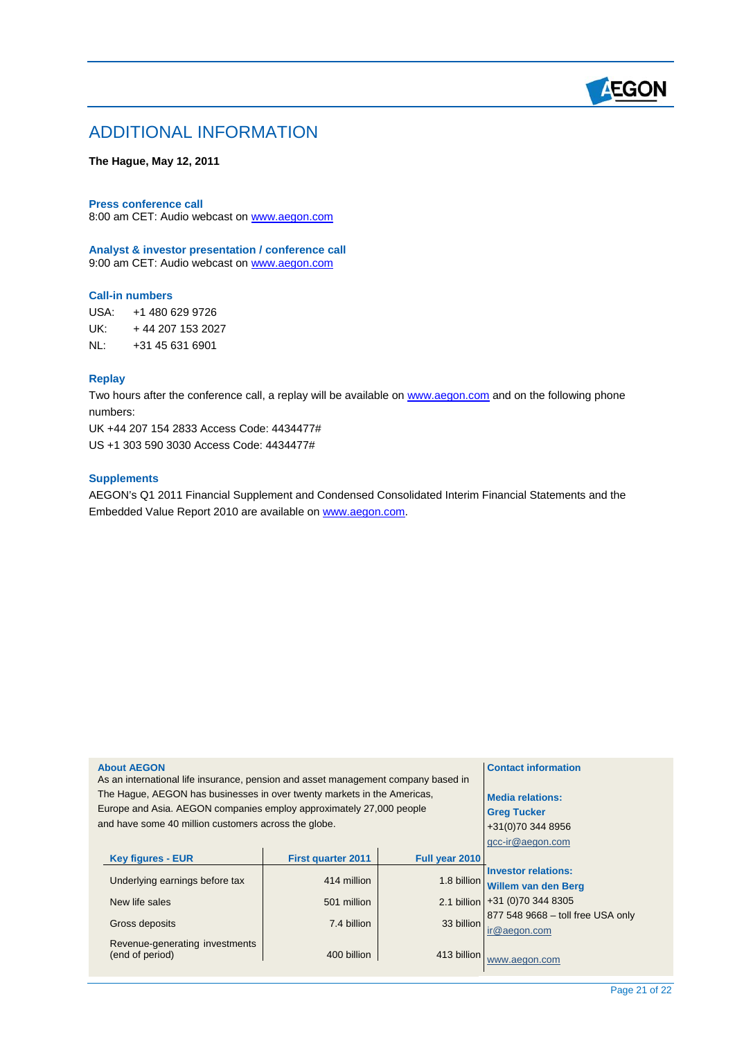# ADDITIONAL INFORMATION

**The Hague, May 12, 2011**

### Press conference call

8:00 am CET: Audio webcast on www.aegon.com

### Analyst & investor presentation / conference call

9:00 am CET: Audio webcast on www.aegon.com

### Call-in numbers

USA: +1 480 629 9726
UK: + 44 207 153 2027
NL: +31 45 631 6901

### Replay

Two hours after the conference call, a replay will be available on www.aegon.com and on the following phone numbers:
UK +44 207 154 2833 Access Code: 4434477#
US +1 303 590 3030 Access Code: 4434477#

### Supplements

AEGON's Q1 2011 Financial Supplement and Condensed Consolidated Interim Financial Statements and the Embedded Value Report 2010 are available on www.aegon.com.

**About AEGON**
As an international life insurance, pension and asset management company based in The Hague, AEGON has businesses in over twenty markets in the Americas, Europe and Asia. AEGON companies employ approximately 27,000 people and have some 40 million customers across the globe.

| Key figures - EUR | First quarter 2011 | Full year 2010 |
|---|---|---|
| Underlying earnings before tax | 414 million | 1.8 billion |
| New life sales | 501 million | 2.1 billion |
| Gross deposits | 7.4 billion | 33 billion |
| Revenue-generating investments (end of period) | 400 billion | 413 billion |

**Contact information**

**Media relations:**
**Greg Tucker**
+31(0)70 344 8956
gcc-ir@aegon.com

**Investor relations:**
**Willem van den Berg**
+31 (0)70 344 8305
877 548 9668 – toll free USA only
ir@aegon.com

www.aegon.com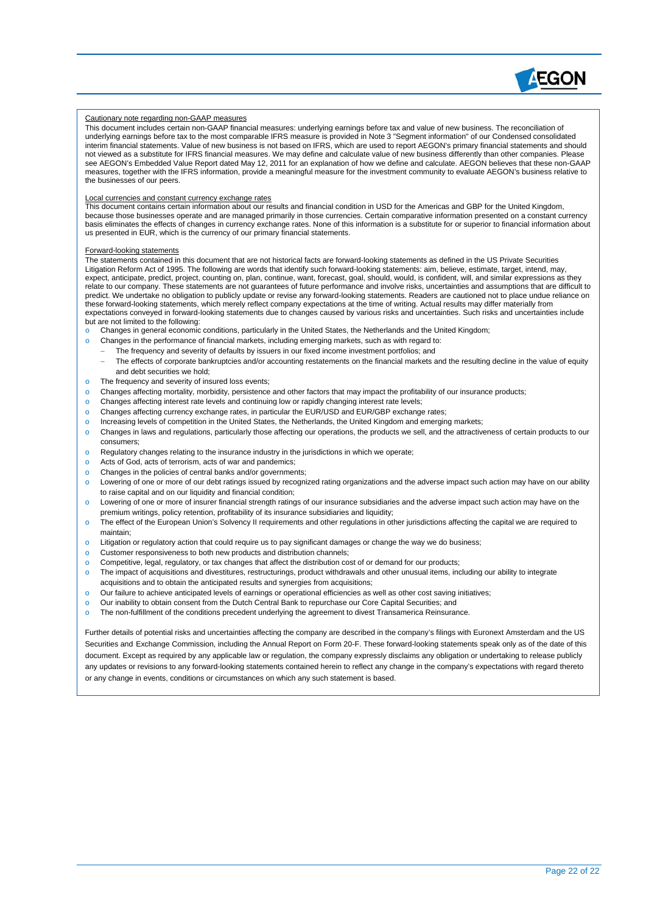Cautionary note regarding non-GAAP measures

This document includes certain non-GAAP financial measures: underlying earnings before tax and value of new business. The reconciliation of underlying earnings before tax to the most comparable IFRS measure is provided in Note 3 "Segment information" of our Condensed consolidated interim financial statements. Value of new business is not based on IFRS, which are used to report AEGON's primary financial statements and should not viewed as a substitute for IFRS financial measures. We may define and calculate value of new business differently than other companies. Please see AEGON's Embedded Value Report dated May 12, 2011 for an explanation of how we define and calculate. AEGON believes that these non-GAAP measures, together with the IFRS information, provide a meaningful measure for the investment community to evaluate AEGON's business relative to the businesses of our peers.

Local currencies and constant currency exchange rates

This document contains certain information about our results and financial condition in USD for the Americas and GBP for the United Kingdom, because those businesses operate and are managed primarily in those currencies. Certain comparative information presented on a constant currency basis eliminates the effects of changes in currency exchange rates. None of this information is a substitute for or superior to financial information about us presented in EUR, which is the currency of our primary financial statements.

Forward-looking statements

The statements contained in this document that are not historical facts are forward-looking statements as defined in the US Private Securities Litigation Reform Act of 1995. The following are words that identify such forward-looking statements: aim, believe, estimate, target, intend, may, expect, anticipate, predict, project, counting on, plan, continue, want, forecast, goal, should, would, is confident, will, and similar expressions as they relate to our company. These statements are not guarantees of future performance and involve risks, uncertainties and assumptions that are difficult to predict. We undertake no obligation to publicly update or revise any forward-looking statements. Readers are cautioned not to place undue reliance on these forward-looking statements, which merely reflect company expectations at the time of writing. Actual results may differ materially from expectations conveyed in forward-looking statements due to changes caused by various risks and uncertainties. Such risks and uncertainties include but are not limited to the following:

- Changes in general economic conditions, particularly in the United States, the Netherlands and the United Kingdom;
- Changes in the performance of financial markets, including emerging markets, such as with regard to:
  - The frequency and severity of defaults by issuers in our fixed income investment portfolios; and
  - The effects of corporate bankruptcies and/or accounting restatements on the financial markets and the resulting decline in the value of equity and debt securities we hold;
- The frequency and severity of insured loss events;
- Changes affecting mortality, morbidity, persistence and other factors that may impact the profitability of our insurance products;
- Changes affecting interest rate levels and continuing low or rapidly changing interest rate levels;
- Changes affecting currency exchange rates, in particular the EUR/USD and EUR/GBP exchange rates;
- Increasing levels of competition in the United States, the Netherlands, the United Kingdom and emerging markets;
- Changes in laws and regulations, particularly those affecting our operations, the products we sell, and the attractiveness of certain products to our consumers;
- Regulatory changes relating to the insurance industry in the jurisdictions in which we operate;
- Acts of God, acts of terrorism, acts of war and pandemics;
- Changes in the policies of central banks and/or governments;
- Lowering of one or more of our debt ratings issued by recognized rating organizations and the adverse impact such action may have on our ability to raise capital and on our liquidity and financial condition;
- Lowering of one or more of insurer financial strength ratings of our insurance subsidiaries and the adverse impact such action may have on the premium writings, policy retention, profitability of its insurance subsidiaries and liquidity;
- The effect of the European Union's Solvency II requirements and other regulations in other jurisdictions affecting the capital we are required to maintain;
- Litigation or regulatory action that could require us to pay significant damages or change the way we do business;
- Customer responsiveness to both new products and distribution channels;
- Competitive, legal, regulatory, or tax changes that affect the distribution cost of or demand for our products;
- The impact of acquisitions and divestitures, restructurings, product withdrawals and other unusual items, including our ability to integrate acquisitions and to obtain the anticipated results and synergies from acquisitions;
- Our failure to achieve anticipated levels of earnings or operational efficiencies as well as other cost saving initiatives;
- Our inability to obtain consent from the Dutch Central Bank to repurchase our Core Capital Securities; and
- The non-fulfillment of the conditions precedent underlying the agreement to divest Transamerica Reinsurance.

Further details of potential risks and uncertainties affecting the company are described in the company's filings with Euronext Amsterdam and the US Securities and Exchange Commission, including the Annual Report on Form 20-F. These forward-looking statements speak only as of the date of this document. Except as required by any applicable law or regulation, the company expressly disclaims any obligation or undertaking to release publicly any updates or revisions to any forward-looking statements contained herein to reflect any change in the company's expectations with regard thereto or any change in events, conditions or circumstances on which any such statement is based.